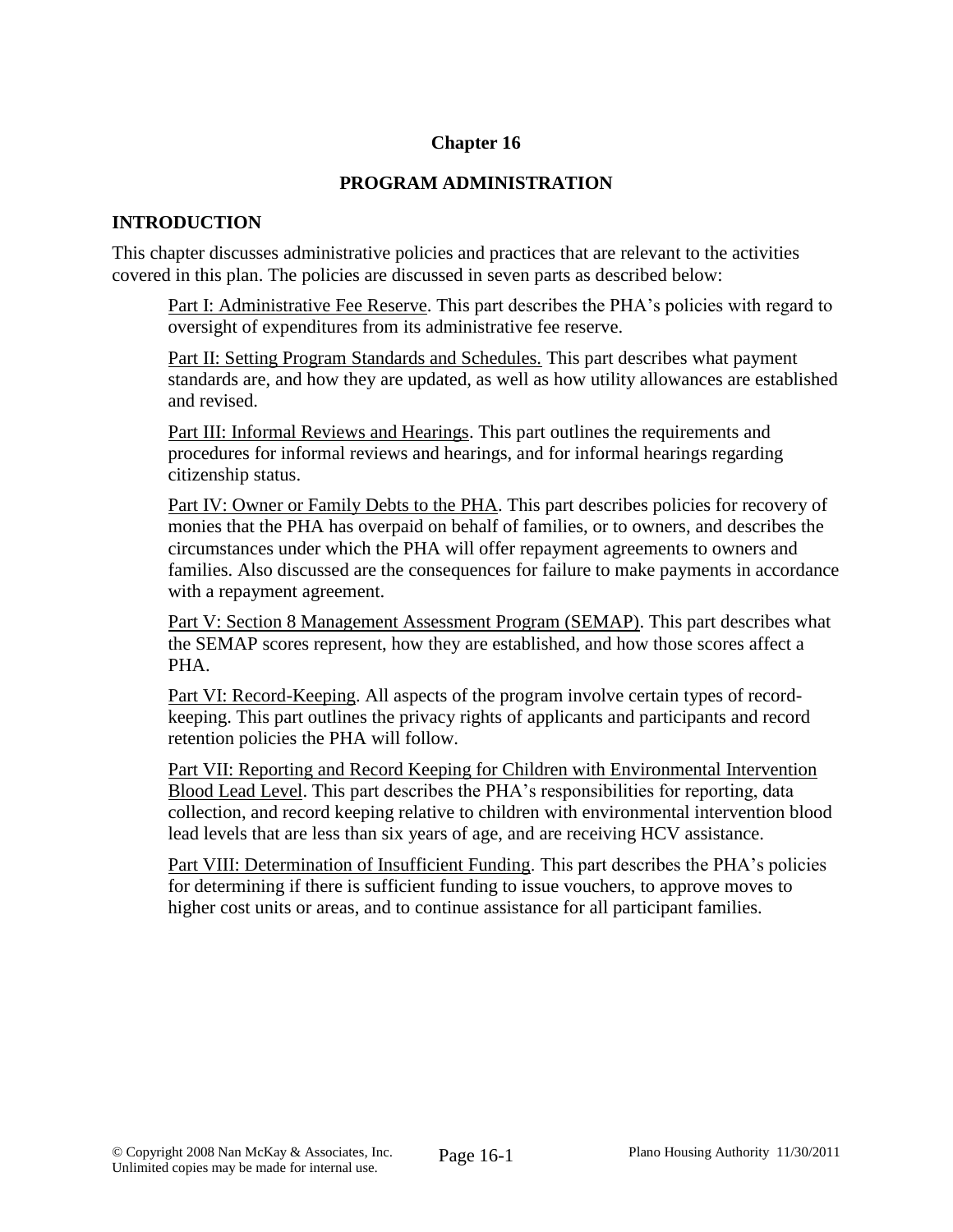# Chapter 16

## PROGRAM ADMINISTRATION

### INTRODUCTION

This chapter discusses administrative policies and practices that are relevant to the activities covered in this plan. The policies are discussed in seven parts as described below:

Part I: Administrative Fee Reserve. This part describes the PHA's policies with regard to oversight of expenditures from its administrative fee reserve.

Part II: Setting Program Standards and Schedules. This part describes what payment standards are, and how they are updated, as well as how utility allowances are established and revised.

Part III: Informal Reviews and Hearings. This part outlines the requirements and procedures for informal reviews and hearings, and for informal hearings regarding citizenship status.

Part IV: Owner or Family Debts to the PHA. This part describes policies for recovery of monies that the PHA has overpaid on behalf of families, or to owners, and describes the circumstances under which the PHA will offer repayment agreements to owners and families. Also discussed are the consequences for failure to make payments in accordance with a repayment agreement.

Part V: Section 8 Management Assessment Program (SEMAP). This part describes what the SEMAP scores represent, how they are established, and how those scores affect a PHA.

Part VI: Record-Keeping. All aspects of the program involve certain types of record-keeping. This part outlines the privacy rights of applicants and participants and record retention policies the PHA will follow.

Part VII: Reporting and Record Keeping for Children with Environmental Intervention Blood Lead Level. This part describes the PHA's responsibilities for reporting, data collection, and record keeping relative to children with environmental intervention blood lead levels that are less than six years of age, and are receiving HCV assistance.

Part VIII: Determination of Insufficient Funding. This part describes the PHA's policies for determining if there is sufficient funding to issue vouchers, to approve moves to higher cost units or areas, and to continue assistance for all participant families.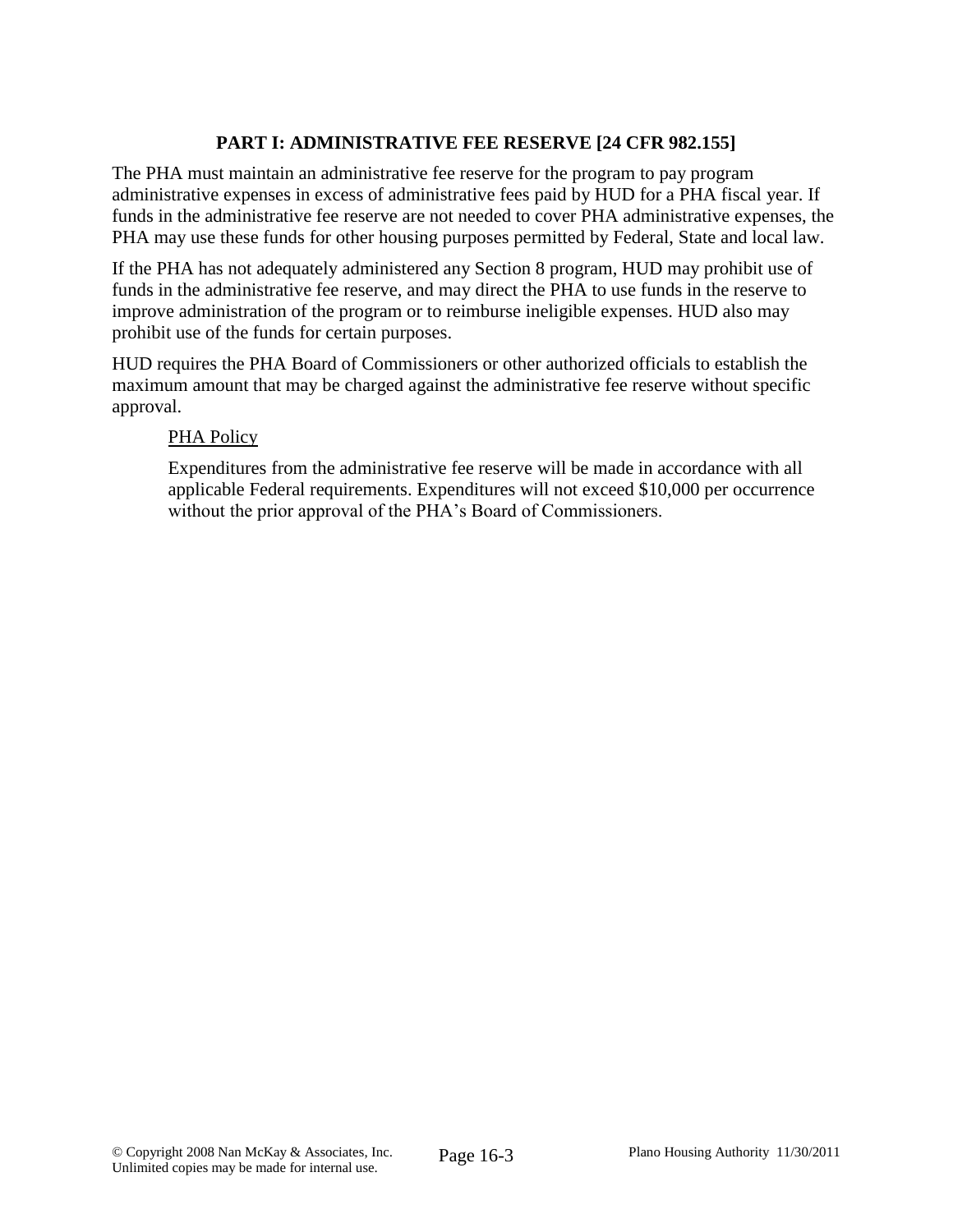## PART I: ADMINISTRATIVE FEE RESERVE [24 CFR 982.155]

The PHA must maintain an administrative fee reserve for the program to pay program administrative expenses in excess of administrative fees paid by HUD for a PHA fiscal year. If funds in the administrative fee reserve are not needed to cover PHA administrative expenses, the PHA may use these funds for other housing purposes permitted by Federal, State and local law.

If the PHA has not adequately administered any Section 8 program, HUD may prohibit use of funds in the administrative fee reserve, and may direct the PHA to use funds in the reserve to improve administration of the program or to reimburse ineligible expenses. HUD also may prohibit use of the funds for certain purposes.

HUD requires the PHA Board of Commissioners or other authorized officials to establish the maximum amount that may be charged against the administrative fee reserve without specific approval.

> PHA Policy
>
> Expenditures from the administrative fee reserve will be made in accordance with all applicable Federal requirements. Expenditures will not exceed $10,000 per occurrence without the prior approval of the PHA's Board of Commissioners.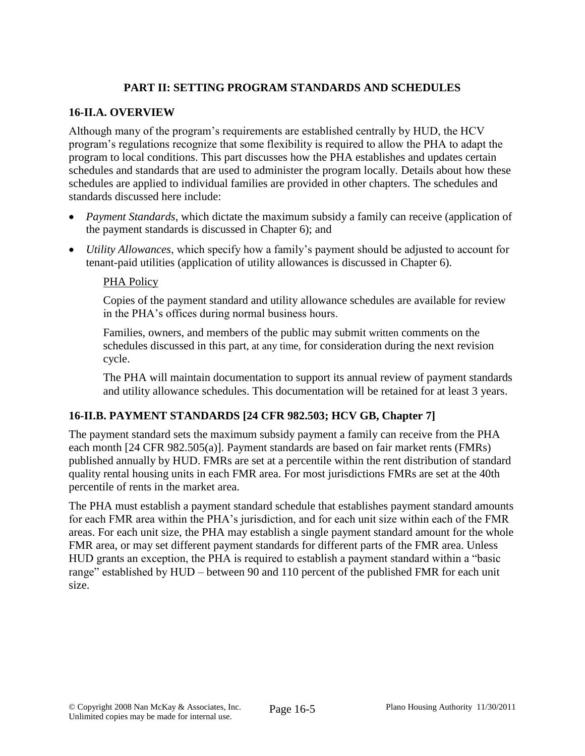## PART II: SETTING PROGRAM STANDARDS AND SCHEDULES

### 16-II.A. OVERVIEW

Although many of the program's requirements are established centrally by HUD, the HCV program's regulations recognize that some flexibility is required to allow the PHA to adapt the program to local conditions. This part discusses how the PHA establishes and updates certain schedules and standards that are used to administer the program locally. Details about how these schedules are applied to individual families are provided in other chapters. The schedules and standards discussed here include:

- *Payment Standards*, which dictate the maximum subsidy a family can receive (application of the payment standards is discussed in Chapter 6); and
- *Utility Allowances*, which specify how a family's payment should be adjusted to account for tenant-paid utilities (application of utility allowances is discussed in Chapter 6).

<u>PHA Policy</u>

Copies of the payment standard and utility allowance schedules are available for review in the PHA's offices during normal business hours.

Families, owners, and members of the public may submit written comments on the schedules discussed in this part, at any time, for consideration during the next revision cycle.

The PHA will maintain documentation to support its annual review of payment standards and utility allowance schedules. This documentation will be retained for at least 3 years.

### 16-II.B. PAYMENT STANDARDS [24 CFR 982.503; HCV GB, Chapter 7]

The payment standard sets the maximum subsidy payment a family can receive from the PHA each month [24 CFR 982.505(a)]. Payment standards are based on fair market rents (FMRs) published annually by HUD. FMRs are set at a percentile within the rent distribution of standard quality rental housing units in each FMR area. For most jurisdictions FMRs are set at the 40th percentile of rents in the market area.

The PHA must establish a payment standard schedule that establishes payment standard amounts for each FMR area within the PHA's jurisdiction, and for each unit size within each of the FMR areas. For each unit size, the PHA may establish a single payment standard amount for the whole FMR area, or may set different payment standards for different parts of the FMR area. Unless HUD grants an exception, the PHA is required to establish a payment standard within a "basic range" established by HUD – between 90 and 110 percent of the published FMR for each unit size.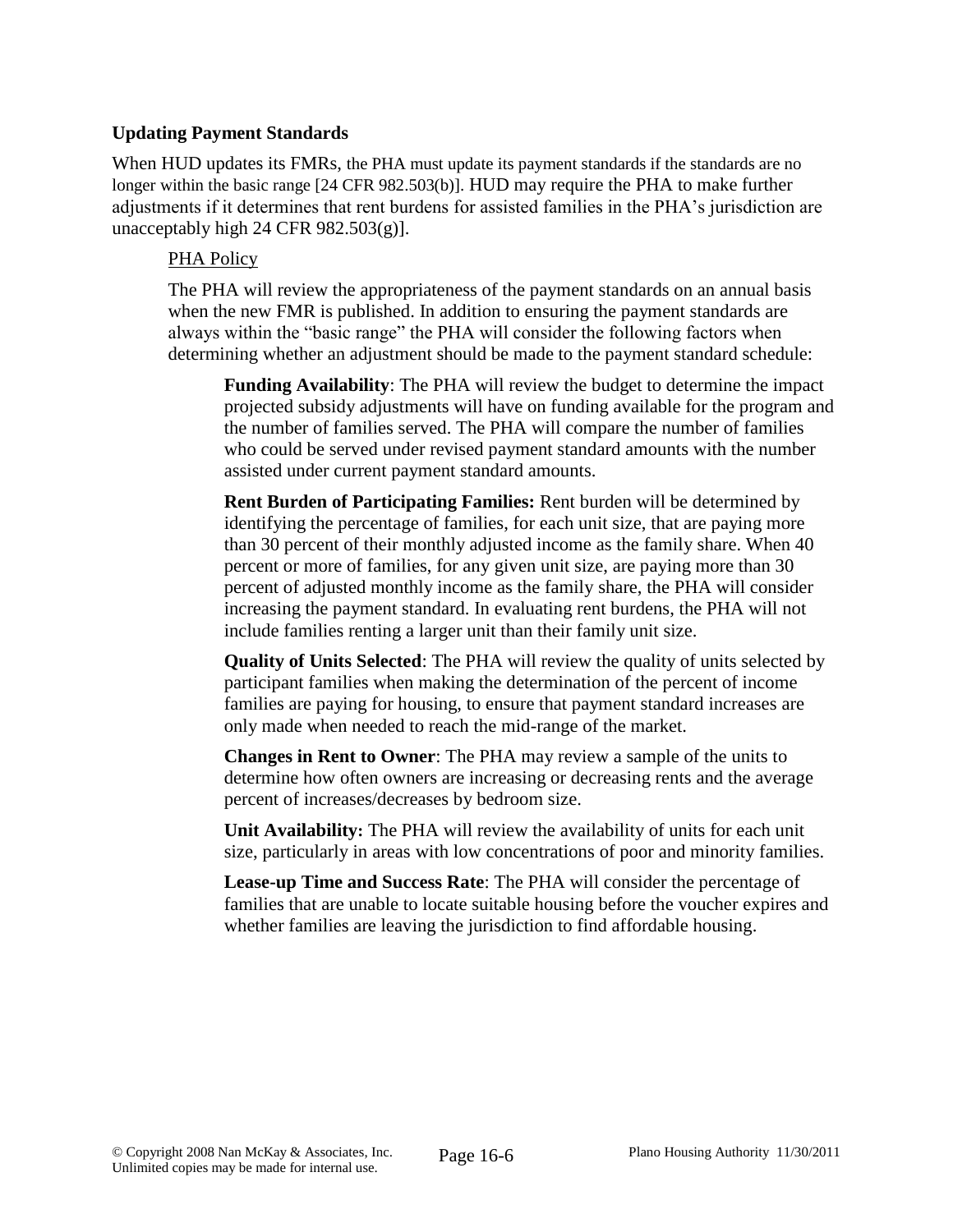### Updating Payment Standards

When HUD updates its FMRs, the PHA must update its payment standards if the standards are no longer within the basic range [24 CFR 982.503(b)]. HUD may require the PHA to make further adjustments if it determines that rent burdens for assisted families in the PHA's jurisdiction are unacceptably high 24 CFR 982.503(g)].

PHA Policy

The PHA will review the appropriateness of the payment standards on an annual basis when the new FMR is published. In addition to ensuring the payment standards are always within the "basic range" the PHA will consider the following factors when determining whether an adjustment should be made to the payment standard schedule:

**Funding Availability**: The PHA will review the budget to determine the impact projected subsidy adjustments will have on funding available for the program and the number of families served. The PHA will compare the number of families who could be served under revised payment standard amounts with the number assisted under current payment standard amounts.

**Rent Burden of Participating Families:** Rent burden will be determined by identifying the percentage of families, for each unit size, that are paying more than 30 percent of their monthly adjusted income as the family share. When 40 percent or more of families, for any given unit size, are paying more than 30 percent of adjusted monthly income as the family share, the PHA will consider increasing the payment standard. In evaluating rent burdens, the PHA will not include families renting a larger unit than their family unit size.

**Quality of Units Selected**: The PHA will review the quality of units selected by participant families when making the determination of the percent of income families are paying for housing, to ensure that payment standard increases are only made when needed to reach the mid-range of the market.

**Changes in Rent to Owner**: The PHA may review a sample of the units to determine how often owners are increasing or decreasing rents and the average percent of increases/decreases by bedroom size.

**Unit Availability:** The PHA will review the availability of units for each unit size, particularly in areas with low concentrations of poor and minority families.

**Lease-up Time and Success Rate**: The PHA will consider the percentage of families that are unable to locate suitable housing before the voucher expires and whether families are leaving the jurisdiction to find affordable housing.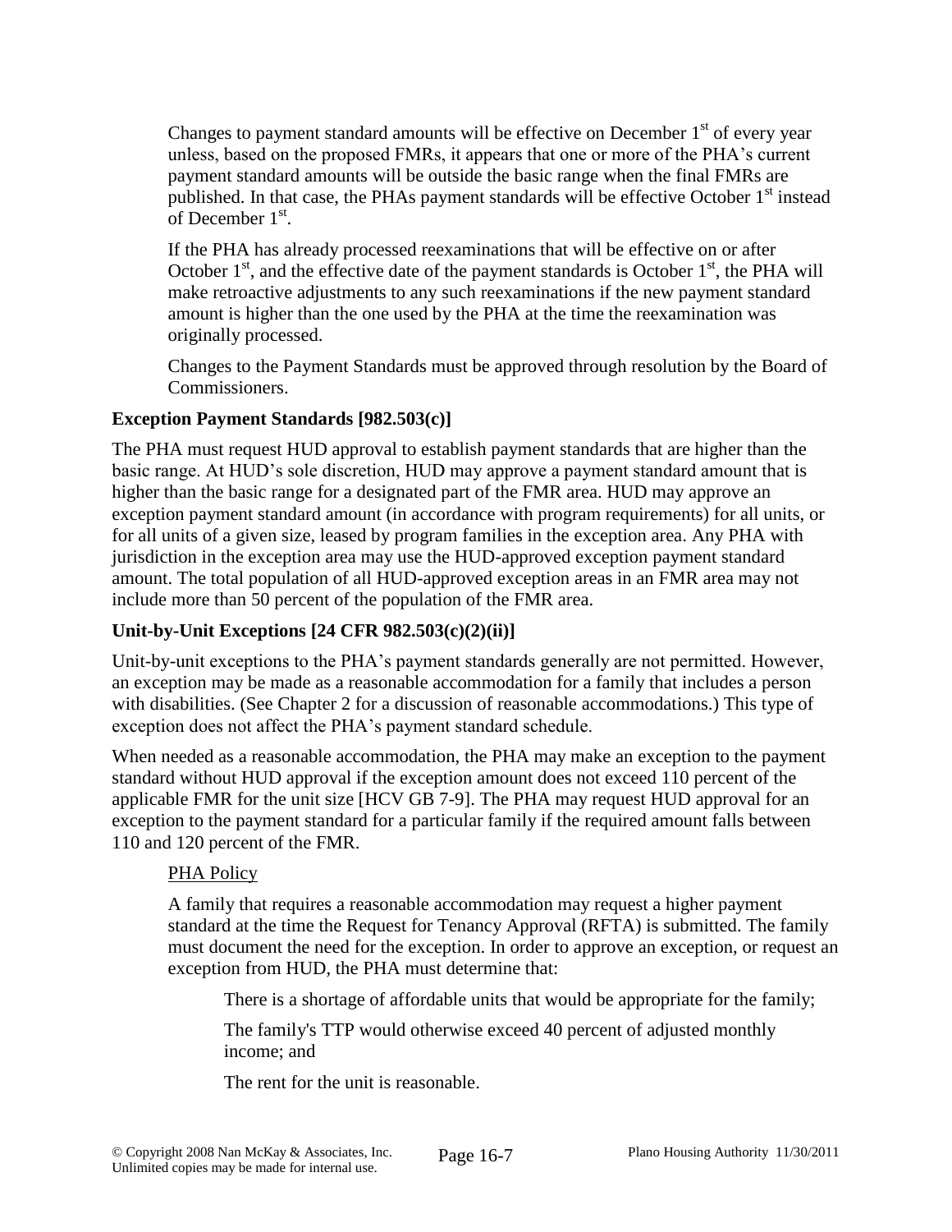Changes to payment standard amounts will be effective on December 1st of every year unless, based on the proposed FMRs, it appears that one or more of the PHA's current payment standard amounts will be outside the basic range when the final FMRs are published. In that case, the PHAs payment standards will be effective October 1st instead of December 1st.

If the PHA has already processed reexaminations that will be effective on or after October 1st, and the effective date of the payment standards is October 1st, the PHA will make retroactive adjustments to any such reexaminations if the new payment standard amount is higher than the one used by the PHA at the time the reexamination was originally processed.

Changes to the Payment Standards must be approved through resolution by the Board of Commissioners.

**Exception Payment Standards [982.503(c)]**

The PHA must request HUD approval to establish payment standards that are higher than the basic range. At HUD's sole discretion, HUD may approve a payment standard amount that is higher than the basic range for a designated part of the FMR area. HUD may approve an exception payment standard amount (in accordance with program requirements) for all units, or for all units of a given size, leased by program families in the exception area. Any PHA with jurisdiction in the exception area may use the HUD-approved exception payment standard amount. The total population of all HUD-approved exception areas in an FMR area may not include more than 50 percent of the population of the FMR area.

**Unit-by-Unit Exceptions [24 CFR 982.503(c)(2)(ii)]**

Unit-by-unit exceptions to the PHA's payment standards generally are not permitted. However, an exception may be made as a reasonable accommodation for a family that includes a person with disabilities. (See Chapter 2 for a discussion of reasonable accommodations.) This type of exception does not affect the PHA's payment standard schedule.

When needed as a reasonable accommodation, the PHA may make an exception to the payment standard without HUD approval if the exception amount does not exceed 110 percent of the applicable FMR for the unit size [HCV GB 7-9]. The PHA may request HUD approval for an exception to the payment standard for a particular family if the required amount falls between 110 and 120 percent of the FMR.

PHA Policy

A family that requires a reasonable accommodation may request a higher payment standard at the time the Request for Tenancy Approval (RFTA) is submitted. The family must document the need for the exception. In order to approve an exception, or request an exception from HUD, the PHA must determine that:

There is a shortage of affordable units that would be appropriate for the family;

The family's TTP would otherwise exceed 40 percent of adjusted monthly income; and

The rent for the unit is reasonable.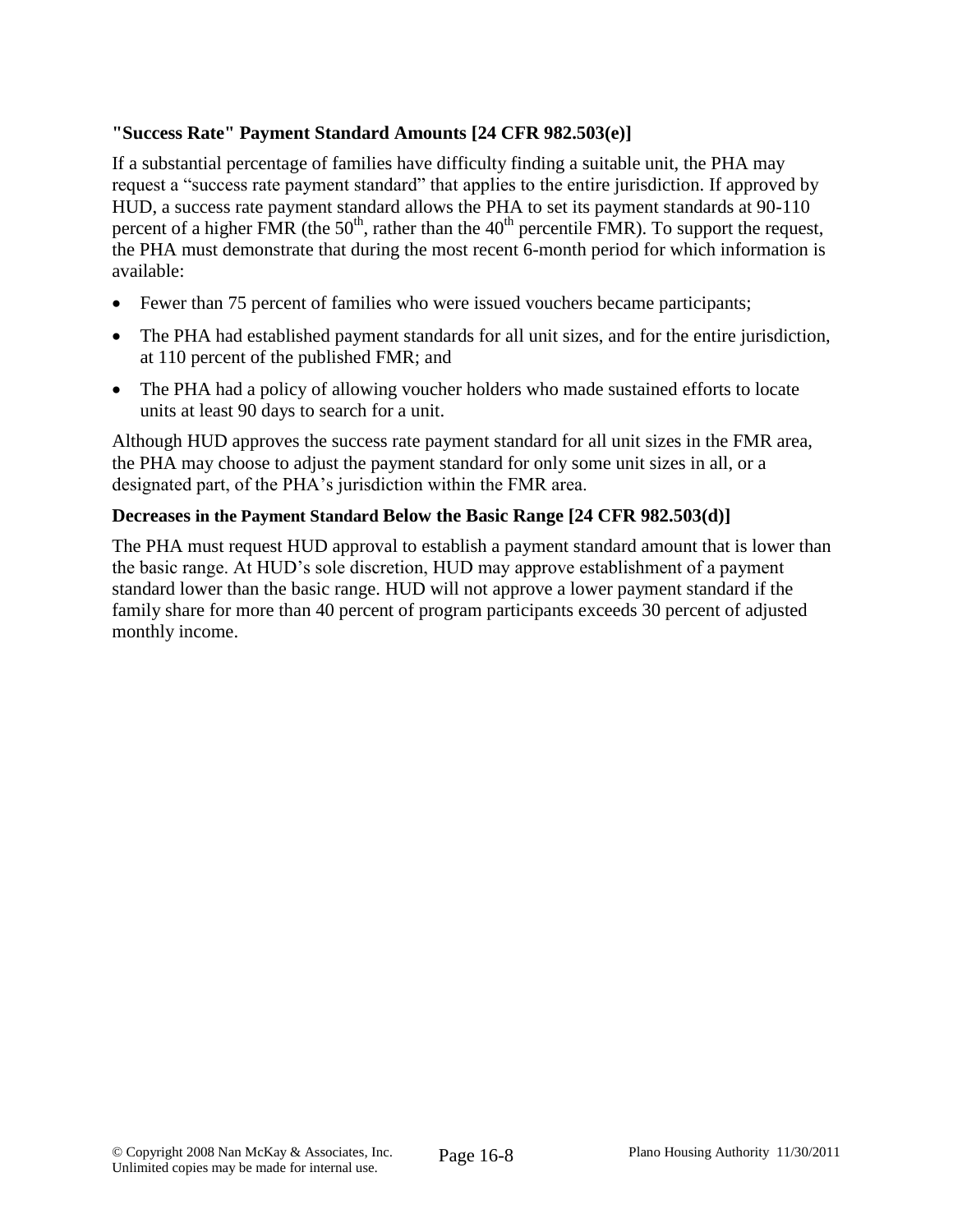### "Success Rate" Payment Standard Amounts [24 CFR 982.503(e)]

If a substantial percentage of families have difficulty finding a suitable unit, the PHA may request a "success rate payment standard" that applies to the entire jurisdiction. If approved by HUD, a success rate payment standard allows the PHA to set its payment standards at 90-110 percent of a higher FMR (the 50th, rather than the 40th percentile FMR). To support the request, the PHA must demonstrate that during the most recent 6-month period for which information is available:

- Fewer than 75 percent of families who were issued vouchers became participants;
- The PHA had established payment standards for all unit sizes, and for the entire jurisdiction, at 110 percent of the published FMR; and
- The PHA had a policy of allowing voucher holders who made sustained efforts to locate units at least 90 days to search for a unit.

Although HUD approves the success rate payment standard for all unit sizes in the FMR area, the PHA may choose to adjust the payment standard for only some unit sizes in all, or a designated part, of the PHA's jurisdiction within the FMR area.

### Decreases in the Payment Standard Below the Basic Range [24 CFR 982.503(d)]

The PHA must request HUD approval to establish a payment standard amount that is lower than the basic range. At HUD's sole discretion, HUD may approve establishment of a payment standard lower than the basic range. HUD will not approve a lower payment standard if the family share for more than 40 percent of program participants exceeds 30 percent of adjusted monthly income.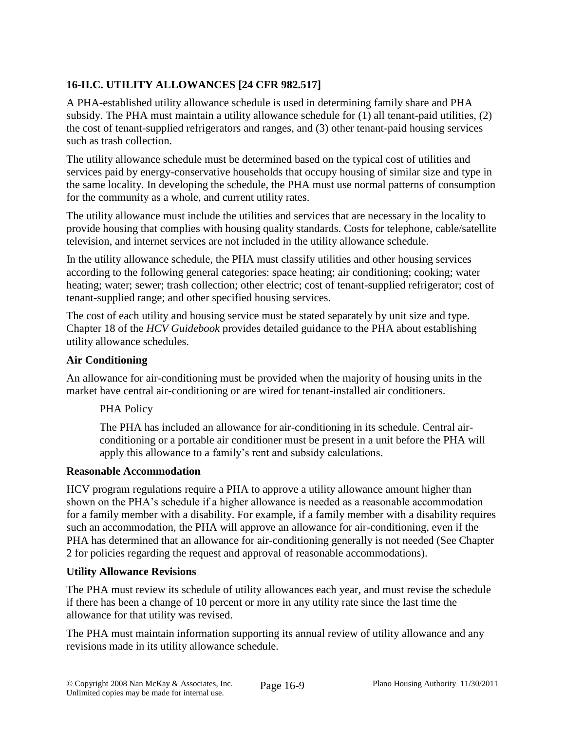## 16-II.C. UTILITY ALLOWANCES [24 CFR 982.517]

A PHA-established utility allowance schedule is used in determining family share and PHA subsidy. The PHA must maintain a utility allowance schedule for (1) all tenant-paid utilities, (2) the cost of tenant-supplied refrigerators and ranges, and (3) other tenant-paid housing services such as trash collection.

The utility allowance schedule must be determined based on the typical cost of utilities and services paid by energy-conservative households that occupy housing of similar size and type in the same locality. In developing the schedule, the PHA must use normal patterns of consumption for the community as a whole, and current utility rates.

The utility allowance must include the utilities and services that are necessary in the locality to provide housing that complies with housing quality standards. Costs for telephone, cable/satellite television, and internet services are not included in the utility allowance schedule.

In the utility allowance schedule, the PHA must classify utilities and other housing services according to the following general categories: space heating; air conditioning; cooking; water heating; water; sewer; trash collection; other electric; cost of tenant-supplied refrigerator; cost of tenant-supplied range; and other specified housing services.

The cost of each utility and housing service must be stated separately by unit size and type. Chapter 18 of the *HCV Guidebook* provides detailed guidance to the PHA about establishing utility allowance schedules.

### Air Conditioning

An allowance for air-conditioning must be provided when the majority of housing units in the market have central air-conditioning or are wired for tenant-installed air conditioners.

> PHA Policy
>
> The PHA has included an allowance for air-conditioning in its schedule. Central air-conditioning or a portable air conditioner must be present in a unit before the PHA will apply this allowance to a family's rent and subsidy calculations.

### Reasonable Accommodation

HCV program regulations require a PHA to approve a utility allowance amount higher than shown on the PHA's schedule if a higher allowance is needed as a reasonable accommodation for a family member with a disability. For example, if a family member with a disability requires such an accommodation, the PHA will approve an allowance for air-conditioning, even if the PHA has determined that an allowance for air-conditioning generally is not needed (See Chapter 2 for policies regarding the request and approval of reasonable accommodations).

### Utility Allowance Revisions

The PHA must review its schedule of utility allowances each year, and must revise the schedule if there has been a change of 10 percent or more in any utility rate since the last time the allowance for that utility was revised.

The PHA must maintain information supporting its annual review of utility allowance and any revisions made in its utility allowance schedule.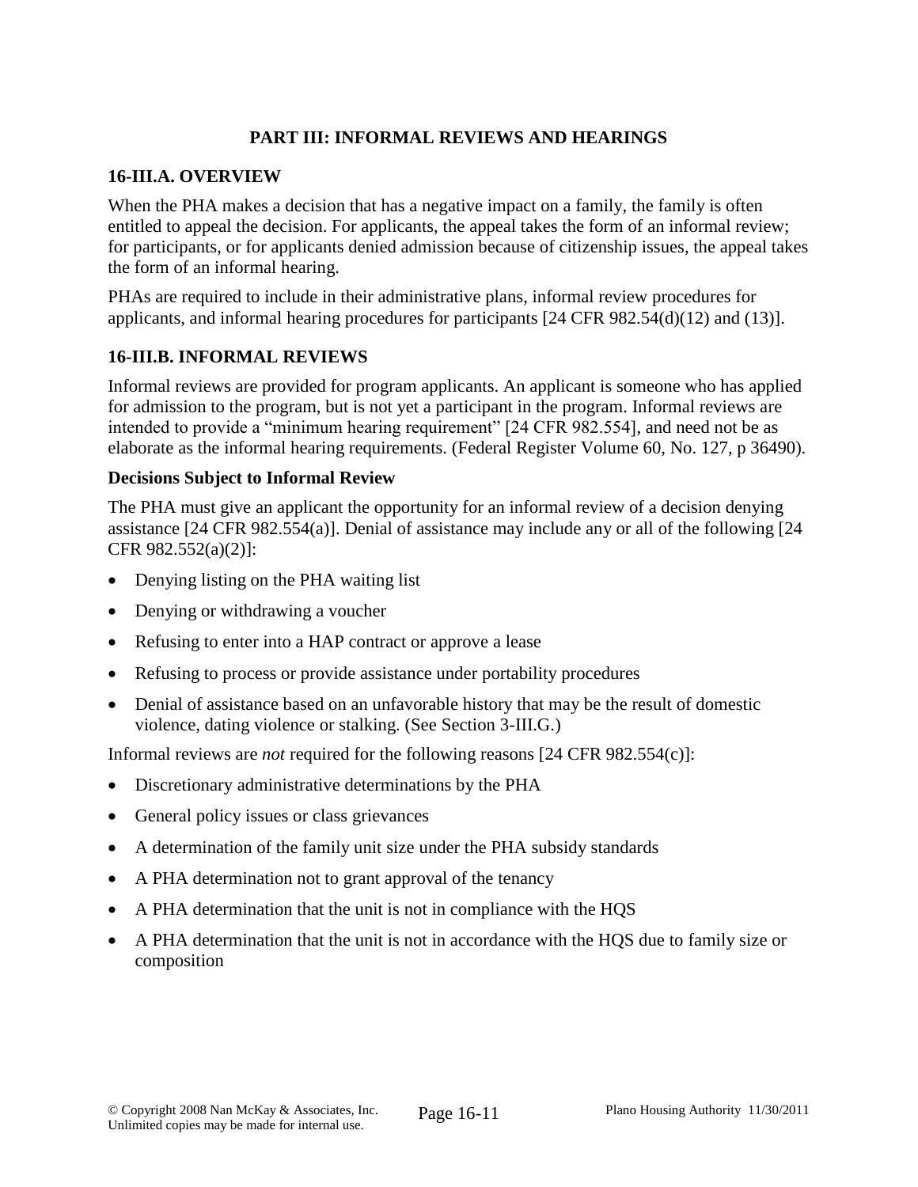## PART III: INFORMAL REVIEWS AND HEARINGS

### 16-III.A. OVERVIEW

When the PHA makes a decision that has a negative impact on a family, the family is often entitled to appeal the decision. For applicants, the appeal takes the form of an informal review; for participants, or for applicants denied admission because of citizenship issues, the appeal takes the form of an informal hearing.

PHAs are required to include in their administrative plans, informal review procedures for applicants, and informal hearing procedures for participants [24 CFR 982.54(d)(12) and (13)].

### 16-III.B. INFORMAL REVIEWS

Informal reviews are provided for program applicants. An applicant is someone who has applied for admission to the program, but is not yet a participant in the program. Informal reviews are intended to provide a "minimum hearing requirement" [24 CFR 982.554], and need not be as elaborate as the informal hearing requirements. (Federal Register Volume 60, No. 127, p 36490).

**Decisions Subject to Informal Review**

The PHA must give an applicant the opportunity for an informal review of a decision denying assistance [24 CFR 982.554(a)]. Denial of assistance may include any or all of the following [24 CFR 982.552(a)(2)]:

- Denying listing on the PHA waiting list
- Denying or withdrawing a voucher
- Refusing to enter into a HAP contract or approve a lease
- Refusing to process or provide assistance under portability procedures
- Denial of assistance based on an unfavorable history that may be the result of domestic violence, dating violence or stalking. (See Section 3-III.G.)

Informal reviews are *not* required for the following reasons [24 CFR 982.554(c)]:

- Discretionary administrative determinations by the PHA
- General policy issues or class grievances
- A determination of the family unit size under the PHA subsidy standards
- A PHA determination not to grant approval of the tenancy
- A PHA determination that the unit is not in compliance with the HQS
- A PHA determination that the unit is not in accordance with the HQS due to family size or composition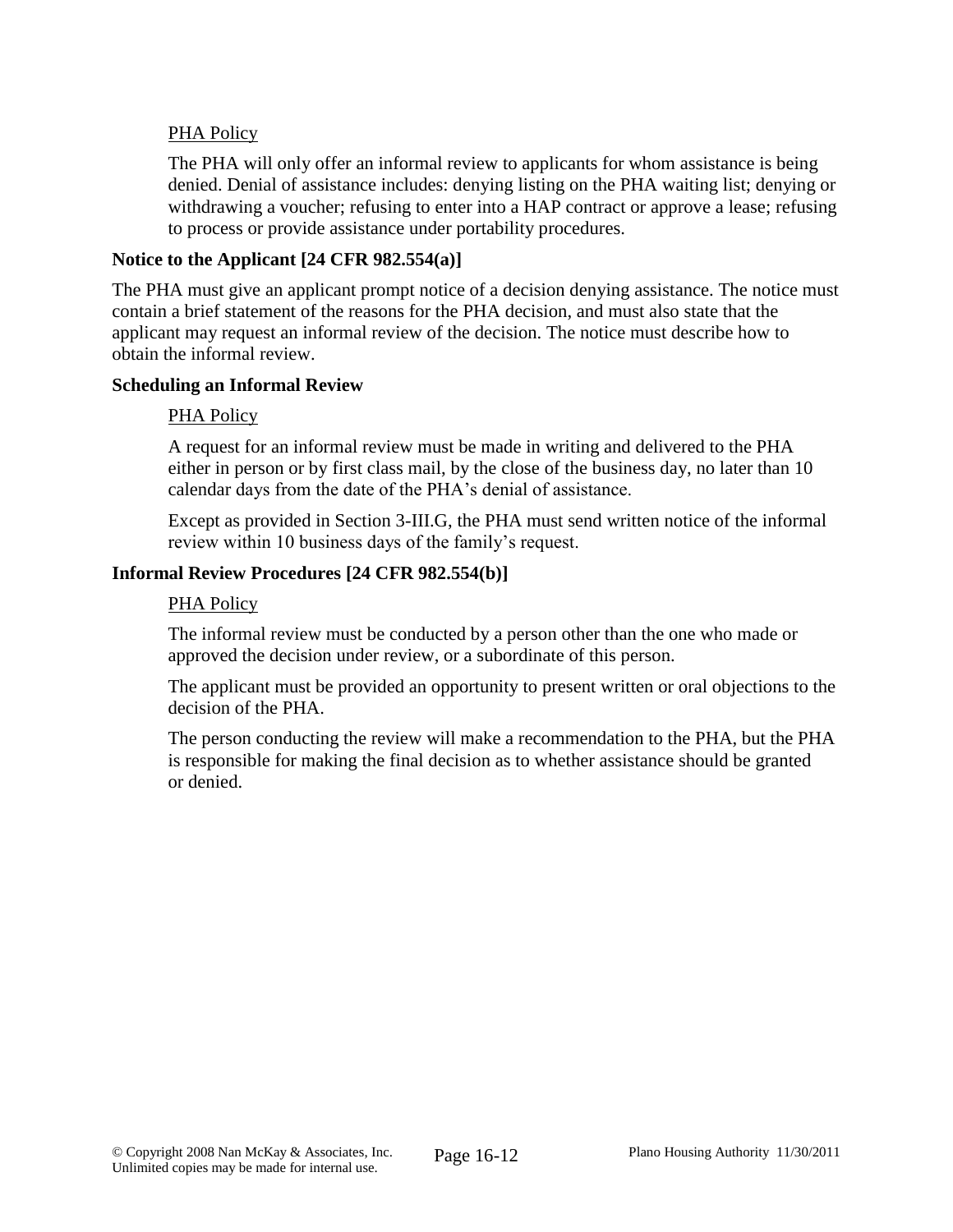<u>PHA Policy</u>

The PHA will only offer an informal review to applicants for whom assistance is being denied. Denial of assistance includes: denying listing on the PHA waiting list; denying or withdrawing a voucher; refusing to enter into a HAP contract or approve a lease; refusing to process or provide assistance under portability procedures.

**Notice to the Applicant [24 CFR 982.554(a)]**

The PHA must give an applicant prompt notice of a decision denying assistance. The notice must contain a brief statement of the reasons for the PHA decision, and must also state that the applicant may request an informal review of the decision. The notice must describe how to obtain the informal review.

**Scheduling an Informal Review**

<u>PHA Policy</u>

A request for an informal review must be made in writing and delivered to the PHA either in person or by first class mail, by the close of the business day, no later than 10 calendar days from the date of the PHA's denial of assistance.

Except as provided in Section 3-III.G, the PHA must send written notice of the informal review within 10 business days of the family's request.

**Informal Review Procedures [24 CFR 982.554(b)]**

<u>PHA Policy</u>

The informal review must be conducted by a person other than the one who made or approved the decision under review, or a subordinate of this person.

The applicant must be provided an opportunity to present written or oral objections to the decision of the PHA.

The person conducting the review will make a recommendation to the PHA, but the PHA is responsible for making the final decision as to whether assistance should be granted or denied.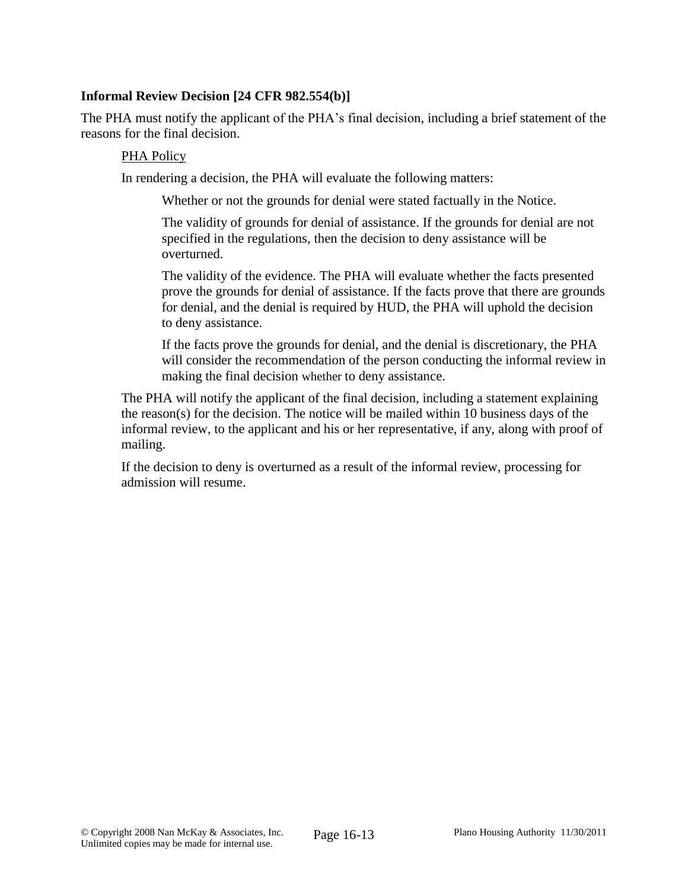**Informal Review Decision [24 CFR 982.554(b)]**

The PHA must notify the applicant of the PHA's final decision, including a brief statement of the reasons for the final decision.

PHA Policy

In rendering a decision, the PHA will evaluate the following matters:

Whether or not the grounds for denial were stated factually in the Notice.

The validity of grounds for denial of assistance. If the grounds for denial are not specified in the regulations, then the decision to deny assistance will be overturned.

The validity of the evidence. The PHA will evaluate whether the facts presented prove the grounds for denial of assistance. If the facts prove that there are grounds for denial, and the denial is required by HUD, the PHA will uphold the decision to deny assistance.

If the facts prove the grounds for denial, and the denial is discretionary, the PHA will consider the recommendation of the person conducting the informal review in making the final decision whether to deny assistance.

The PHA will notify the applicant of the final decision, including a statement explaining the reason(s) for the decision. The notice will be mailed within 10 business days of the informal review, to the applicant and his or her representative, if any, along with proof of mailing.

If the decision to deny is overturned as a result of the informal review, processing for admission will resume.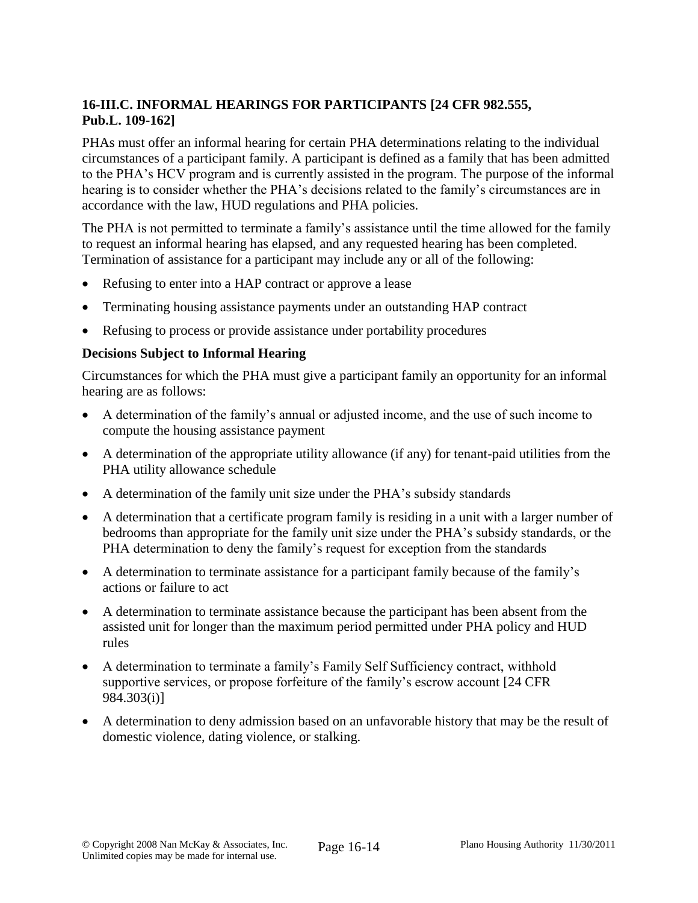### 16-III.C. INFORMAL HEARINGS FOR PARTICIPANTS [24 CFR 982.555, Pub.L. 109-162]

PHAs must offer an informal hearing for certain PHA determinations relating to the individual circumstances of a participant family. A participant is defined as a family that has been admitted to the PHA's HCV program and is currently assisted in the program. The purpose of the informal hearing is to consider whether the PHA's decisions related to the family's circumstances are in accordance with the law, HUD regulations and PHA policies.

The PHA is not permitted to terminate a family's assistance until the time allowed for the family to request an informal hearing has elapsed, and any requested hearing has been completed. Termination of assistance for a participant may include any or all of the following:

- Refusing to enter into a HAP contract or approve a lease
- Terminating housing assistance payments under an outstanding HAP contract
- Refusing to process or provide assistance under portability procedures

**Decisions Subject to Informal Hearing**

Circumstances for which the PHA must give a participant family an opportunity for an informal hearing are as follows:

- A determination of the family's annual or adjusted income, and the use of such income to compute the housing assistance payment
- A determination of the appropriate utility allowance (if any) for tenant-paid utilities from the PHA utility allowance schedule
- A determination of the family unit size under the PHA's subsidy standards
- A determination that a certificate program family is residing in a unit with a larger number of bedrooms than appropriate for the family unit size under the PHA's subsidy standards, or the PHA determination to deny the family's request for exception from the standards
- A determination to terminate assistance for a participant family because of the family's actions or failure to act
- A determination to terminate assistance because the participant has been absent from the assisted unit for longer than the maximum period permitted under PHA policy and HUD rules
- A determination to terminate a family's Family Self Sufficiency contract, withhold supportive services, or propose forfeiture of the family's escrow account [24 CFR 984.303(i)]
- A determination to deny admission based on an unfavorable history that may be the result of domestic violence, dating violence, or stalking.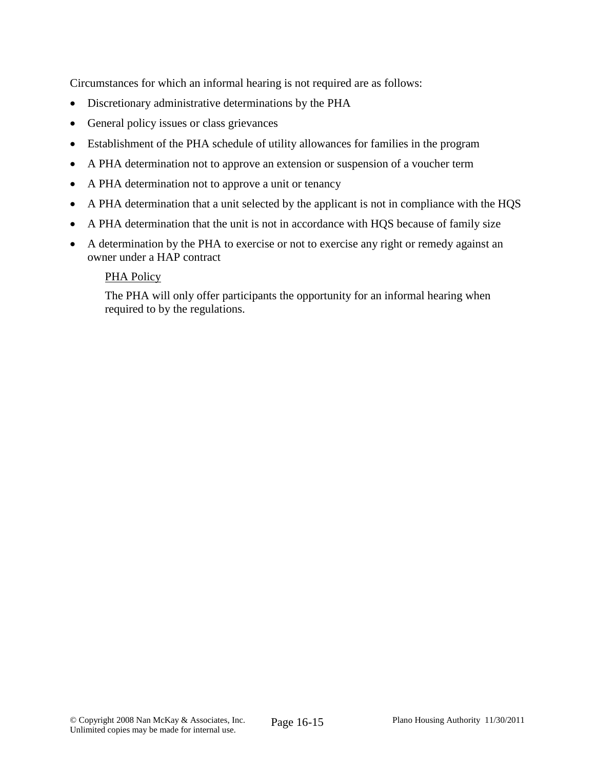Circumstances for which an informal hearing is not required are as follows:

- Discretionary administrative determinations by the PHA
- General policy issues or class grievances
- Establishment of the PHA schedule of utility allowances for families in the program
- A PHA determination not to approve an extension or suspension of a voucher term
- A PHA determination not to approve a unit or tenancy
- A PHA determination that a unit selected by the applicant is not in compliance with the HQS
- A PHA determination that the unit is not in accordance with HQS because of family size
- A determination by the PHA to exercise or not to exercise any right or remedy against an owner under a HAP contract

> PHA Policy
>
> The PHA will only offer participants the opportunity for an informal hearing when required to by the regulations.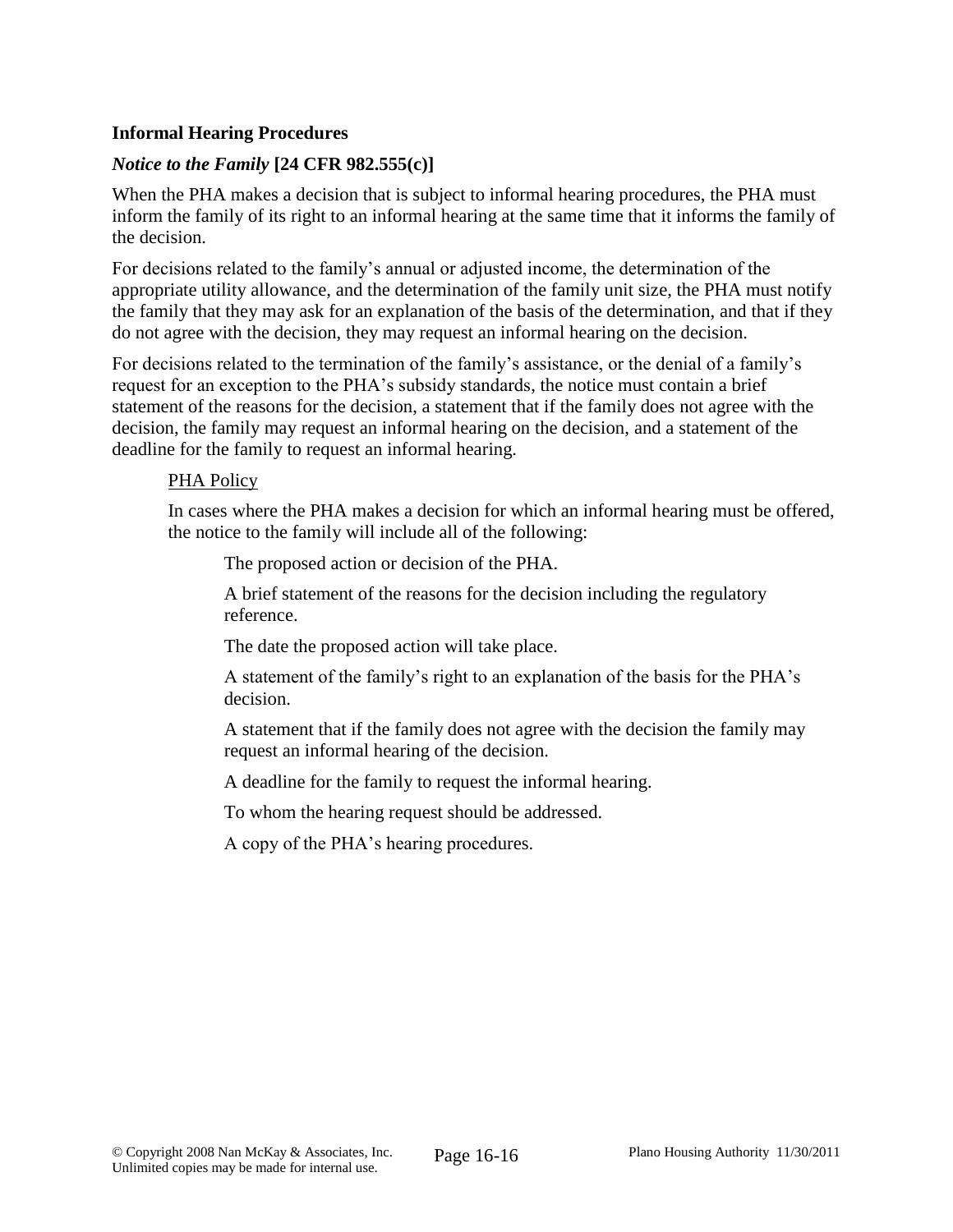**Informal Hearing Procedures**

***Notice to the Family*** **[24 CFR 982.555(c)]**

When the PHA makes a decision that is subject to informal hearing procedures, the PHA must inform the family of its right to an informal hearing at the same time that it informs the family of the decision.

For decisions related to the family's annual or adjusted income, the determination of the appropriate utility allowance, and the determination of the family unit size, the PHA must notify the family that they may ask for an explanation of the basis of the determination, and that if they do not agree with the decision, they may request an informal hearing on the decision.

For decisions related to the termination of the family's assistance, or the denial of a family's request for an exception to the PHA's subsidy standards, the notice must contain a brief statement of the reasons for the decision, a statement that if the family does not agree with the decision, the family may request an informal hearing on the decision, and a statement of the deadline for the family to request an informal hearing.

<u>PHA Policy</u>

In cases where the PHA makes a decision for which an informal hearing must be offered, the notice to the family will include all of the following:

The proposed action or decision of the PHA.

A brief statement of the reasons for the decision including the regulatory reference.

The date the proposed action will take place.

A statement of the family's right to an explanation of the basis for the PHA's decision.

A statement that if the family does not agree with the decision the family may request an informal hearing of the decision.

A deadline for the family to request the informal hearing.

To whom the hearing request should be addressed.

A copy of the PHA's hearing procedures.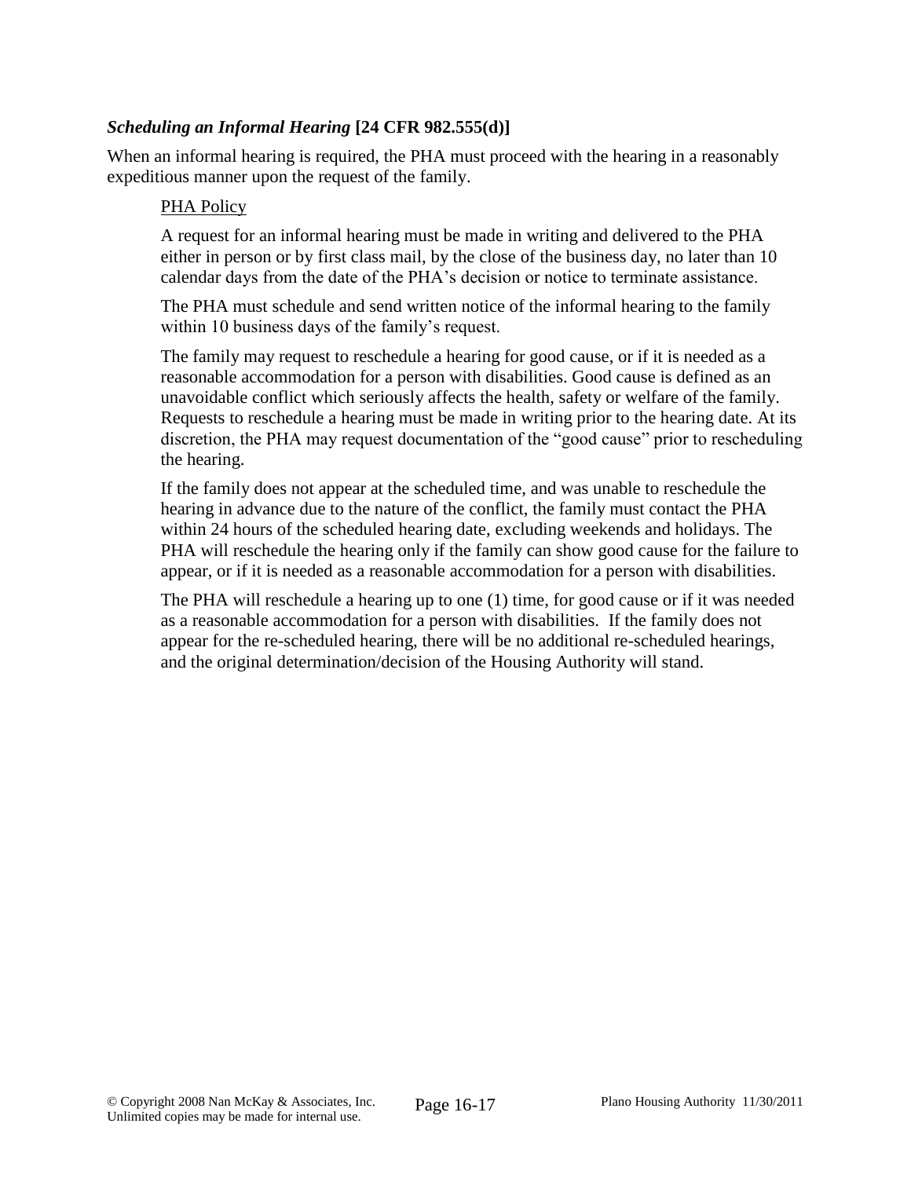### *Scheduling an Informal Hearing* **[24 CFR 982.555(d)]**

When an informal hearing is required, the PHA must proceed with the hearing in a reasonably expeditious manner upon the request of the family.

> <u>PHA Policy</u>
>
> A request for an informal hearing must be made in writing and delivered to the PHA either in person or by first class mail, by the close of the business day, no later than 10 calendar days from the date of the PHA's decision or notice to terminate assistance.
>
> The PHA must schedule and send written notice of the informal hearing to the family within 10 business days of the family's request.
>
> The family may request to reschedule a hearing for good cause, or if it is needed as a reasonable accommodation for a person with disabilities. Good cause is defined as an unavoidable conflict which seriously affects the health, safety or welfare of the family. Requests to reschedule a hearing must be made in writing prior to the hearing date. At its discretion, the PHA may request documentation of the "good cause" prior to rescheduling the hearing.
>
> If the family does not appear at the scheduled time, and was unable to reschedule the hearing in advance due to the nature of the conflict, the family must contact the PHA within 24 hours of the scheduled hearing date, excluding weekends and holidays. The PHA will reschedule the hearing only if the family can show good cause for the failure to appear, or if it is needed as a reasonable accommodation for a person with disabilities.
>
> The PHA will reschedule a hearing up to one (1) time, for good cause or if it was needed as a reasonable accommodation for a person with disabilities. If the family does not appear for the re-scheduled hearing, there will be no additional re-scheduled hearings, and the original determination/decision of the Housing Authority will stand.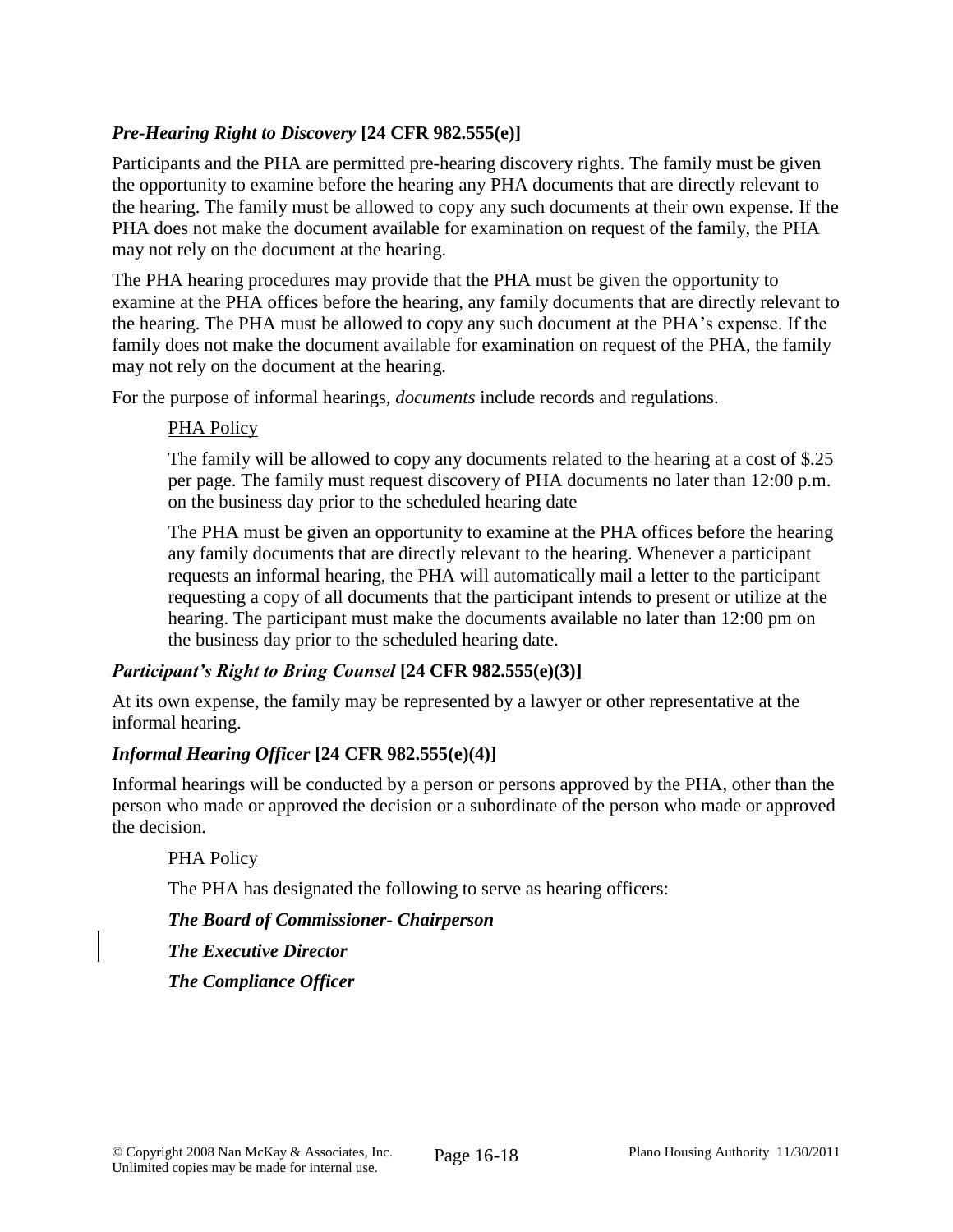### *Pre-Hearing Right to Discovery* **[24 CFR 982.555(e)]**

Participants and the PHA are permitted pre-hearing discovery rights. The family must be given the opportunity to examine before the hearing any PHA documents that are directly relevant to the hearing. The family must be allowed to copy any such documents at their own expense. If the PHA does not make the document available for examination on request of the family, the PHA may not rely on the document at the hearing.

The PHA hearing procedures may provide that the PHA must be given the opportunity to examine at the PHA offices before the hearing, any family documents that are directly relevant to the hearing. The PHA must be allowed to copy any such document at the PHA's expense. If the family does not make the document available for examination on request of the PHA, the family may not rely on the document at the hearing.

For the purpose of informal hearings, *documents* include records and regulations.

> PHA Policy
>
> The family will be allowed to copy any documents related to the hearing at a cost of $.25 per page. The family must request discovery of PHA documents no later than 12:00 p.m. on the business day prior to the scheduled hearing date
>
> The PHA must be given an opportunity to examine at the PHA offices before the hearing any family documents that are directly relevant to the hearing. Whenever a participant requests an informal hearing, the PHA will automatically mail a letter to the participant requesting a copy of all documents that the participant intends to present or utilize at the hearing. The participant must make the documents available no later than 12:00 pm on the business day prior to the scheduled hearing date.

### *Participant's Right to Bring Counsel* **[24 CFR 982.555(e)(3)]**

At its own expense, the family may be represented by a lawyer or other representative at the informal hearing.

### *Informal Hearing Officer* **[24 CFR 982.555(e)(4)]**

Informal hearings will be conducted by a person or persons approved by the PHA, other than the person who made or approved the decision or a subordinate of the person who made or approved the decision.

> PHA Policy
>
> The PHA has designated the following to serve as hearing officers:
>
> ***The Board of Commissioner- Chairperson***
>
> ***The Executive Director***
>
> ***The Compliance Officer***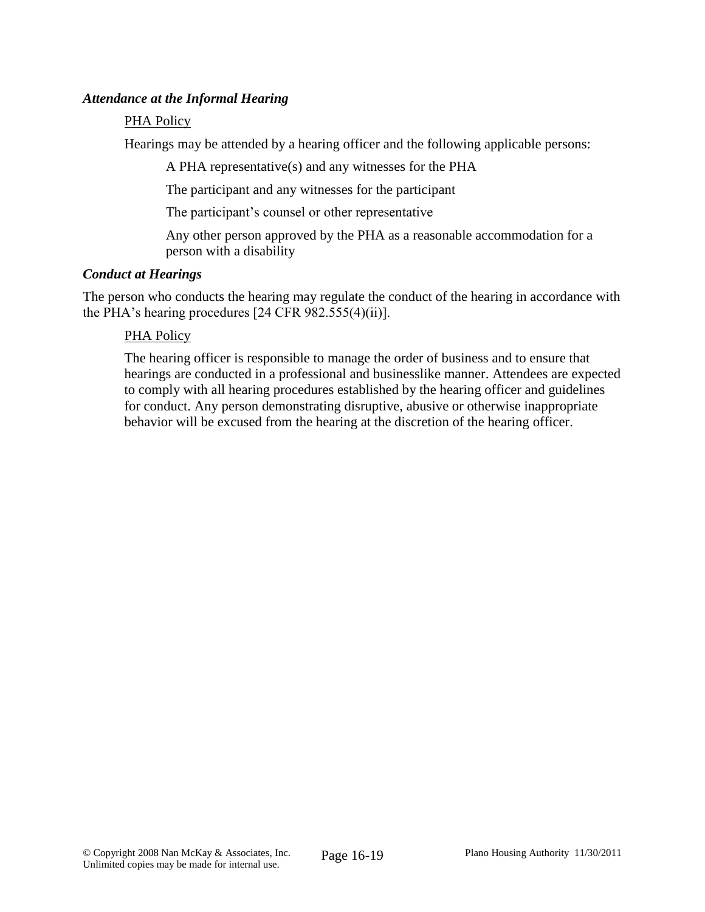***Attendance at the Informal Hearing***

PHA Policy

Hearings may be attended by a hearing officer and the following applicable persons:

A PHA representative(s) and any witnesses for the PHA

The participant and any witnesses for the participant

The participant's counsel or other representative

Any other person approved by the PHA as a reasonable accommodation for a person with a disability

***Conduct at Hearings***

The person who conducts the hearing may regulate the conduct of the hearing in accordance with the PHA's hearing procedures [24 CFR 982.555(4)(ii)].

PHA Policy

The hearing officer is responsible to manage the order of business and to ensure that hearings are conducted in a professional and businesslike manner. Attendees are expected to comply with all hearing procedures established by the hearing officer and guidelines for conduct. Any person demonstrating disruptive, abusive or otherwise inappropriate behavior will be excused from the hearing at the discretion of the hearing officer.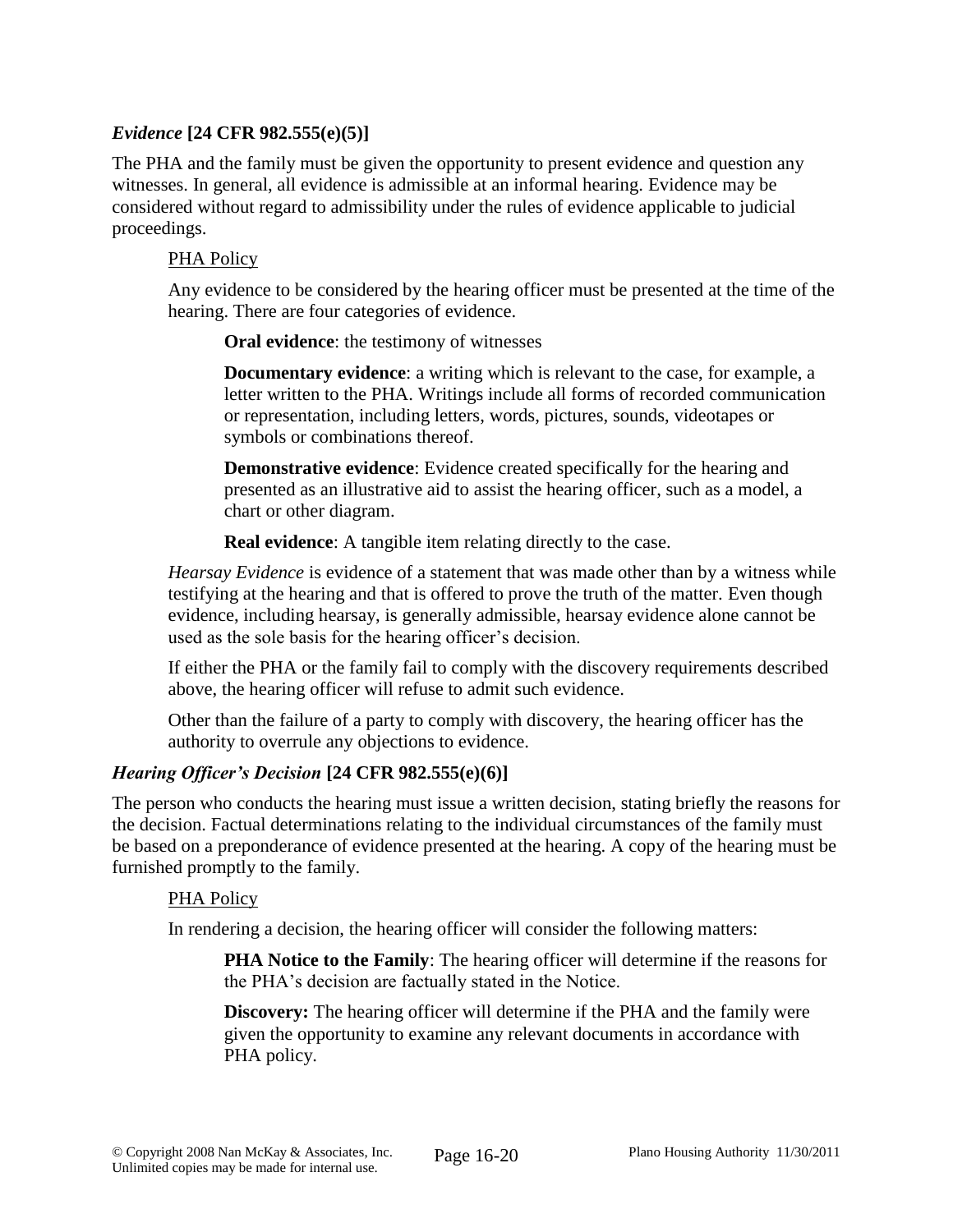### *Evidence* [24 CFR 982.555(e)(5)]

The PHA and the family must be given the opportunity to present evidence and question any witnesses. In general, all evidence is admissible at an informal hearing. Evidence may be considered without regard to admissibility under the rules of evidence applicable to judicial proceedings.

<u>PHA Policy</u>

Any evidence to be considered by the hearing officer must be presented at the time of the hearing. There are four categories of evidence.

**Oral evidence**: the testimony of witnesses

**Documentary evidence**: a writing which is relevant to the case, for example, a letter written to the PHA. Writings include all forms of recorded communication or representation, including letters, words, pictures, sounds, videotapes or symbols or combinations thereof.

**Demonstrative evidence**: Evidence created specifically for the hearing and presented as an illustrative aid to assist the hearing officer, such as a model, a chart or other diagram.

**Real evidence**: A tangible item relating directly to the case.

*Hearsay Evidence* is evidence of a statement that was made other than by a witness while testifying at the hearing and that is offered to prove the truth of the matter. Even though evidence, including hearsay, is generally admissible, hearsay evidence alone cannot be used as the sole basis for the hearing officer's decision.

If either the PHA or the family fail to comply with the discovery requirements described above, the hearing officer will refuse to admit such evidence.

Other than the failure of a party to comply with discovery, the hearing officer has the authority to overrule any objections to evidence.

### *Hearing Officer's Decision* [24 CFR 982.555(e)(6)]

The person who conducts the hearing must issue a written decision, stating briefly the reasons for the decision. Factual determinations relating to the individual circumstances of the family must be based on a preponderance of evidence presented at the hearing. A copy of the hearing must be furnished promptly to the family.

<u>PHA Policy</u>

In rendering a decision, the hearing officer will consider the following matters:

**PHA Notice to the Family**: The hearing officer will determine if the reasons for the PHA's decision are factually stated in the Notice.

**Discovery:** The hearing officer will determine if the PHA and the family were given the opportunity to examine any relevant documents in accordance with PHA policy.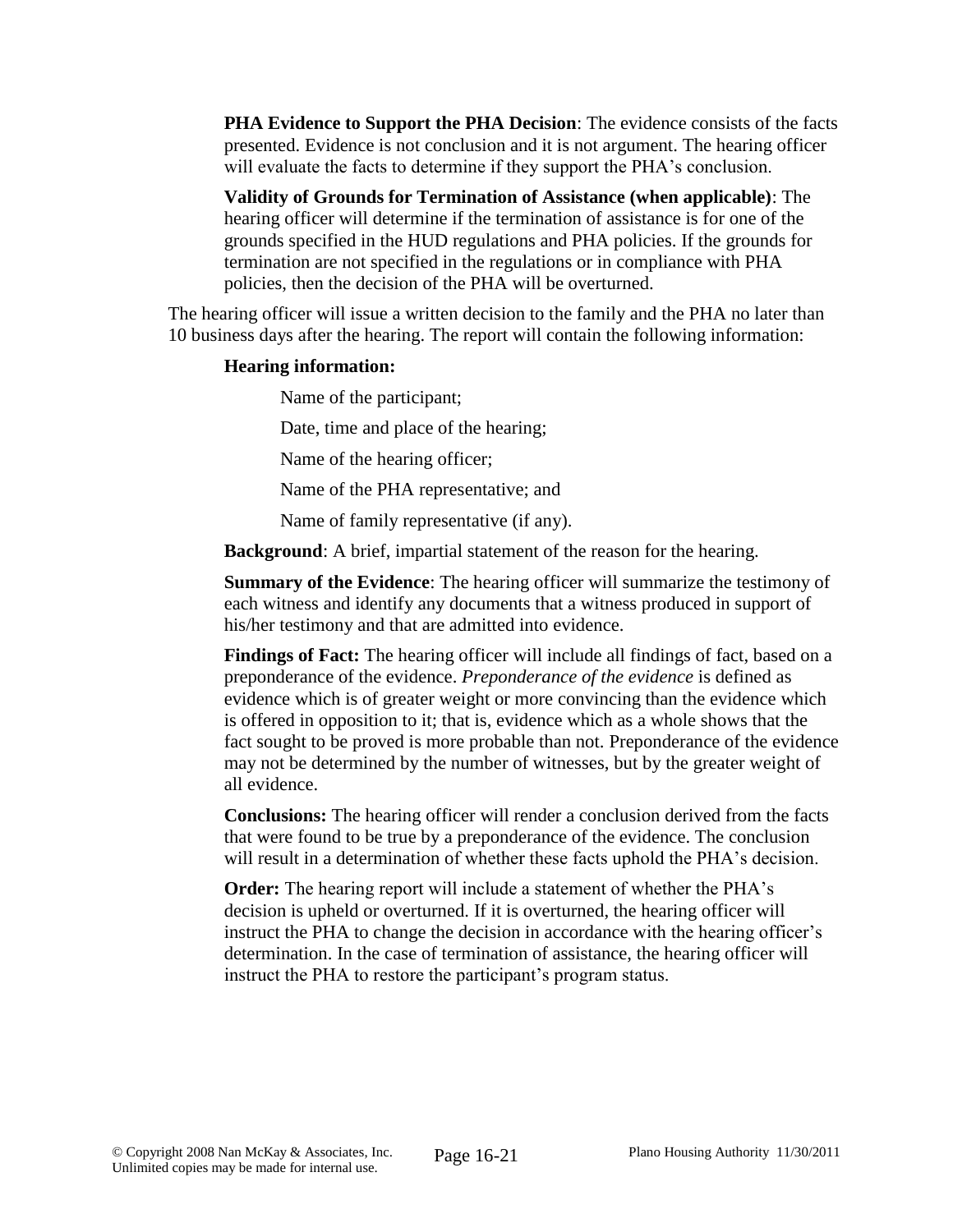**PHA Evidence to Support the PHA Decision**: The evidence consists of the facts presented. Evidence is not conclusion and it is not argument. The hearing officer will evaluate the facts to determine if they support the PHA's conclusion.

**Validity of Grounds for Termination of Assistance (when applicable)**: The hearing officer will determine if the termination of assistance is for one of the grounds specified in the HUD regulations and PHA policies. If the grounds for termination are not specified in the regulations or in compliance with PHA policies, then the decision of the PHA will be overturned.

The hearing officer will issue a written decision to the family and the PHA no later than 10 business days after the hearing. The report will contain the following information:

**Hearing information:**

Name of the participant;

Date, time and place of the hearing;

Name of the hearing officer;

Name of the PHA representative; and

Name of family representative (if any).

**Background**: A brief, impartial statement of the reason for the hearing.

**Summary of the Evidence**: The hearing officer will summarize the testimony of each witness and identify any documents that a witness produced in support of his/her testimony and that are admitted into evidence.

**Findings of Fact:** The hearing officer will include all findings of fact, based on a preponderance of the evidence. *Preponderance of the evidence* is defined as evidence which is of greater weight or more convincing than the evidence which is offered in opposition to it; that is, evidence which as a whole shows that the fact sought to be proved is more probable than not. Preponderance of the evidence may not be determined by the number of witnesses, but by the greater weight of all evidence.

**Conclusions:** The hearing officer will render a conclusion derived from the facts that were found to be true by a preponderance of the evidence. The conclusion will result in a determination of whether these facts uphold the PHA's decision.

**Order:** The hearing report will include a statement of whether the PHA's decision is upheld or overturned. If it is overturned, the hearing officer will instruct the PHA to change the decision in accordance with the hearing officer's determination. In the case of termination of assistance, the hearing officer will instruct the PHA to restore the participant's program status.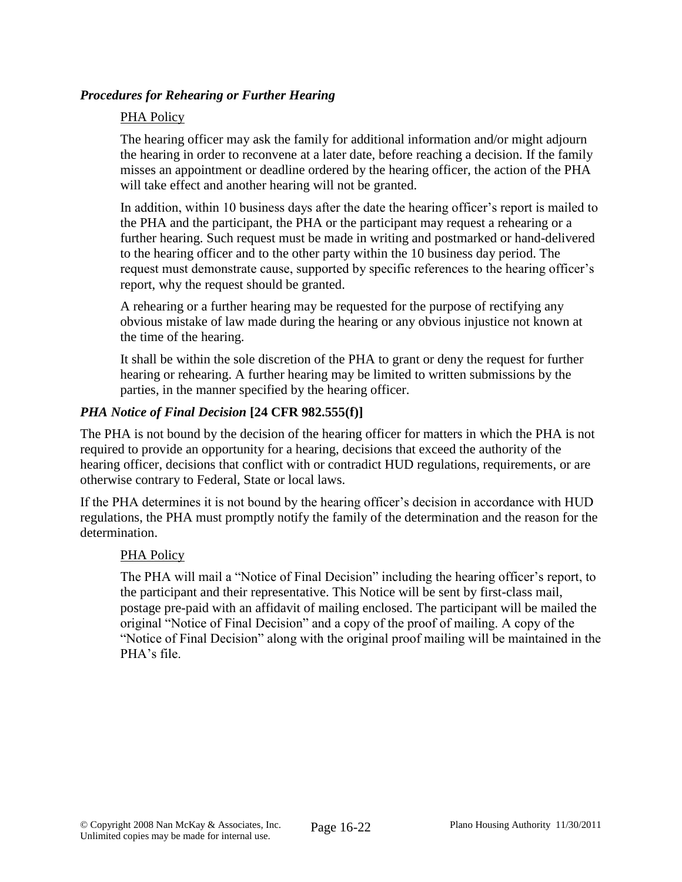### *Procedures for Rehearing or Further Hearing*

PHA Policy

The hearing officer may ask the family for additional information and/or might adjourn the hearing in order to reconvene at a later date, before reaching a decision. If the family misses an appointment or deadline ordered by the hearing officer, the action of the PHA will take effect and another hearing will not be granted.

In addition, within 10 business days after the date the hearing officer's report is mailed to the PHA and the participant, the PHA or the participant may request a rehearing or a further hearing. Such request must be made in writing and postmarked or hand-delivered to the hearing officer and to the other party within the 10 business day period. The request must demonstrate cause, supported by specific references to the hearing officer's report, why the request should be granted.

A rehearing or a further hearing may be requested for the purpose of rectifying any obvious mistake of law made during the hearing or any obvious injustice not known at the time of the hearing.

It shall be within the sole discretion of the PHA to grant or deny the request for further hearing or rehearing. A further hearing may be limited to written submissions by the parties, in the manner specified by the hearing officer.

### *PHA Notice of Final Decision* **[24 CFR 982.555(f)]**

The PHA is not bound by the decision of the hearing officer for matters in which the PHA is not required to provide an opportunity for a hearing, decisions that exceed the authority of the hearing officer, decisions that conflict with or contradict HUD regulations, requirements, or are otherwise contrary to Federal, State or local laws.

If the PHA determines it is not bound by the hearing officer's decision in accordance with HUD regulations, the PHA must promptly notify the family of the determination and the reason for the determination.

PHA Policy

The PHA will mail a "Notice of Final Decision" including the hearing officer's report, to the participant and their representative. This Notice will be sent by first-class mail, postage pre-paid with an affidavit of mailing enclosed. The participant will be mailed the original "Notice of Final Decision" and a copy of the proof of mailing. A copy of the "Notice of Final Decision" along with the original proof mailing will be maintained in the PHA's file.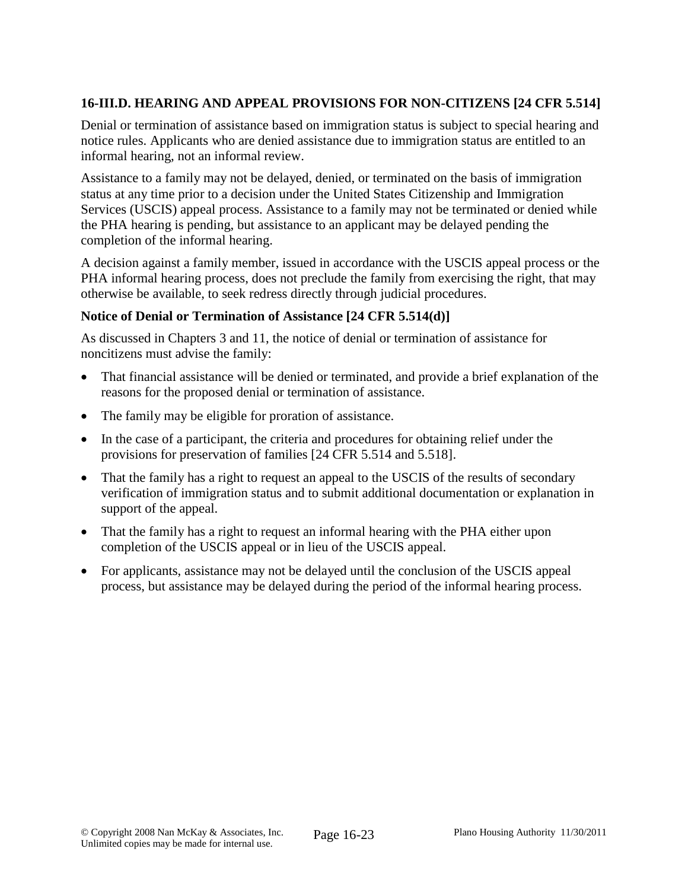### 16-III.D. HEARING AND APPEAL PROVISIONS FOR NON-CITIZENS [24 CFR 5.514]

Denial or termination of assistance based on immigration status is subject to special hearing and notice rules. Applicants who are denied assistance due to immigration status are entitled to an informal hearing, not an informal review.

Assistance to a family may not be delayed, denied, or terminated on the basis of immigration status at any time prior to a decision under the United States Citizenship and Immigration Services (USCIS) appeal process. Assistance to a family may not be terminated or denied while the PHA hearing is pending, but assistance to an applicant may be delayed pending the completion of the informal hearing.

A decision against a family member, issued in accordance with the USCIS appeal process or the PHA informal hearing process, does not preclude the family from exercising the right, that may otherwise be available, to seek redress directly through judicial procedures.

#### Notice of Denial or Termination of Assistance [24 CFR 5.514(d)]

As discussed in Chapters 3 and 11, the notice of denial or termination of assistance for noncitizens must advise the family:

- That financial assistance will be denied or terminated, and provide a brief explanation of the reasons for the proposed denial or termination of assistance.
- The family may be eligible for proration of assistance.
- In the case of a participant, the criteria and procedures for obtaining relief under the provisions for preservation of families [24 CFR 5.514 and 5.518].
- That the family has a right to request an appeal to the USCIS of the results of secondary verification of immigration status and to submit additional documentation or explanation in support of the appeal.
- That the family has a right to request an informal hearing with the PHA either upon completion of the USCIS appeal or in lieu of the USCIS appeal.
- For applicants, assistance may not be delayed until the conclusion of the USCIS appeal process, but assistance may be delayed during the period of the informal hearing process.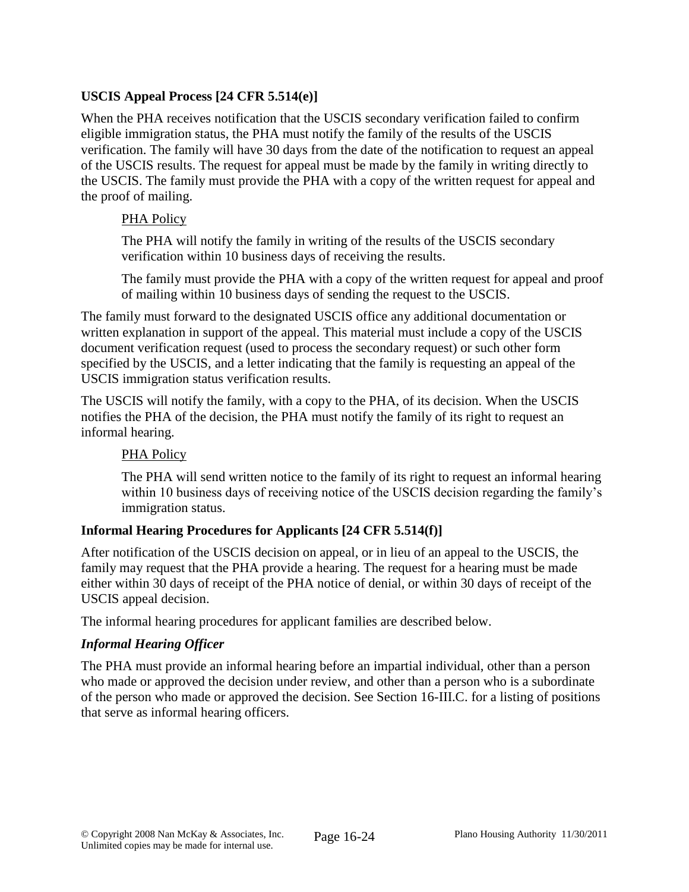**USCIS Appeal Process [24 CFR 5.514(e)]**

When the PHA receives notification that the USCIS secondary verification failed to confirm eligible immigration status, the PHA must notify the family of the results of the USCIS verification. The family will have 30 days from the date of the notification to request an appeal of the USCIS results. The request for appeal must be made by the family in writing directly to the USCIS. The family must provide the PHA with a copy of the written request for appeal and the proof of mailing.

> PHA Policy
>
> The PHA will notify the family in writing of the results of the USCIS secondary verification within 10 business days of receiving the results.
>
> The family must provide the PHA with a copy of the written request for appeal and proof of mailing within 10 business days of sending the request to the USCIS.

The family must forward to the designated USCIS office any additional documentation or written explanation in support of the appeal. This material must include a copy of the USCIS document verification request (used to process the secondary request) or such other form specified by the USCIS, and a letter indicating that the family is requesting an appeal of the USCIS immigration status verification results.

The USCIS will notify the family, with a copy to the PHA, of its decision. When the USCIS notifies the PHA of the decision, the PHA must notify the family of its right to request an informal hearing.

> PHA Policy
>
> The PHA will send written notice to the family of its right to request an informal hearing within 10 business days of receiving notice of the USCIS decision regarding the family's immigration status.

**Informal Hearing Procedures for Applicants [24 CFR 5.514(f)]**

After notification of the USCIS decision on appeal, or in lieu of an appeal to the USCIS, the family may request that the PHA provide a hearing. The request for a hearing must be made either within 30 days of receipt of the PHA notice of denial, or within 30 days of receipt of the USCIS appeal decision.

The informal hearing procedures for applicant families are described below.

***Informal Hearing Officer***

The PHA must provide an informal hearing before an impartial individual, other than a person who made or approved the decision under review, and other than a person who is a subordinate of the person who made or approved the decision. See Section 16-III.C. for a listing of positions that serve as informal hearing officers.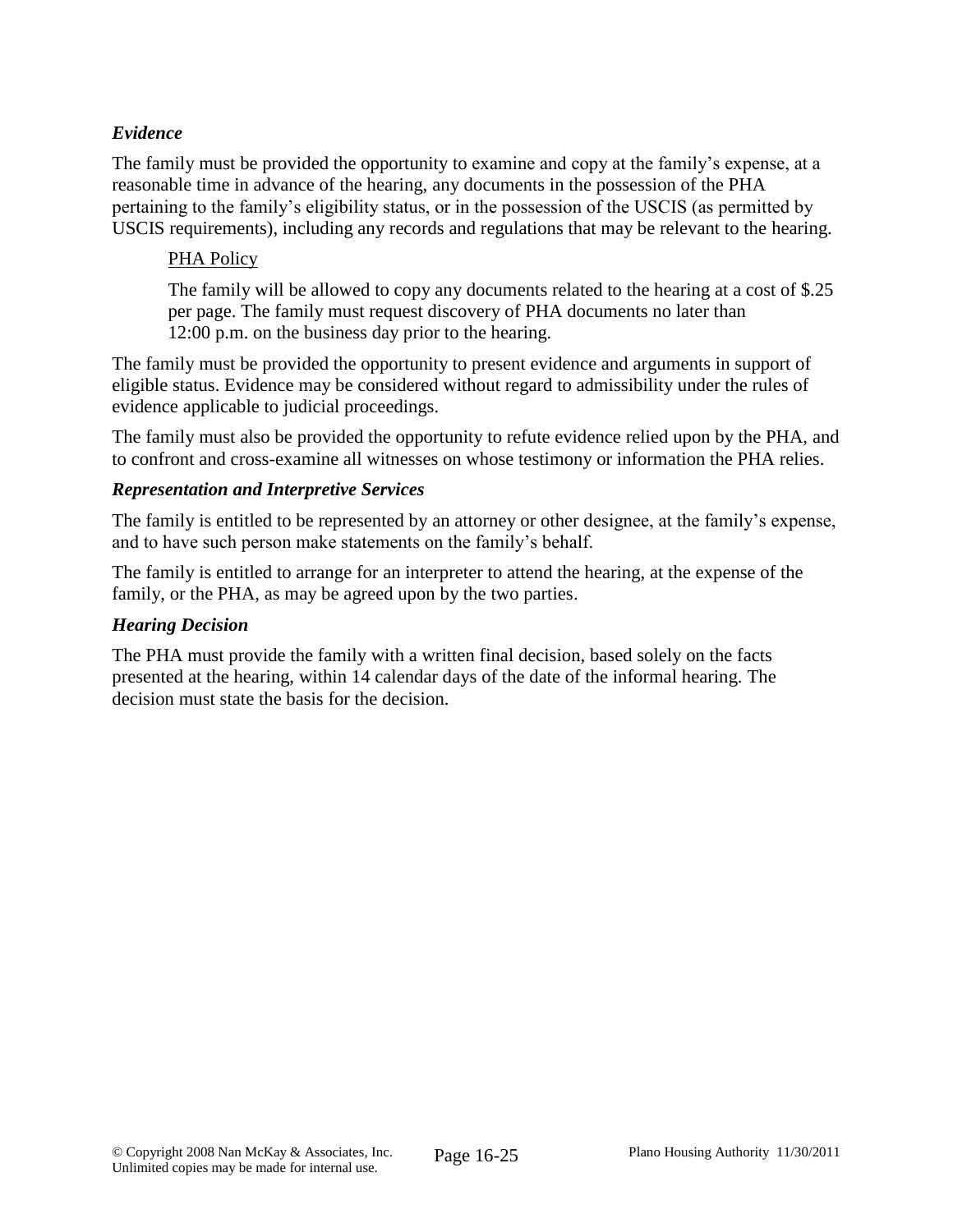*Evidence*

The family must be provided the opportunity to examine and copy at the family's expense, at a reasonable time in advance of the hearing, any documents in the possession of the PHA pertaining to the family's eligibility status, or in the possession of the USCIS (as permitted by USCIS requirements), including any records and regulations that may be relevant to the hearing.

> PHA Policy
>
> The family will be allowed to copy any documents related to the hearing at a cost of $.25 per page. The family must request discovery of PHA documents no later than 12:00 p.m. on the business day prior to the hearing.

The family must be provided the opportunity to present evidence and arguments in support of eligible status. Evidence may be considered without regard to admissibility under the rules of evidence applicable to judicial proceedings.

The family must also be provided the opportunity to refute evidence relied upon by the PHA, and to confront and cross-examine all witnesses on whose testimony or information the PHA relies.

***Representation and Interpretive Services***

The family is entitled to be represented by an attorney or other designee, at the family's expense, and to have such person make statements on the family's behalf.

The family is entitled to arrange for an interpreter to attend the hearing, at the expense of the family, or the PHA, as may be agreed upon by the two parties.

***Hearing Decision***

The PHA must provide the family with a written final decision, based solely on the facts presented at the hearing, within 14 calendar days of the date of the informal hearing. The decision must state the basis for the decision.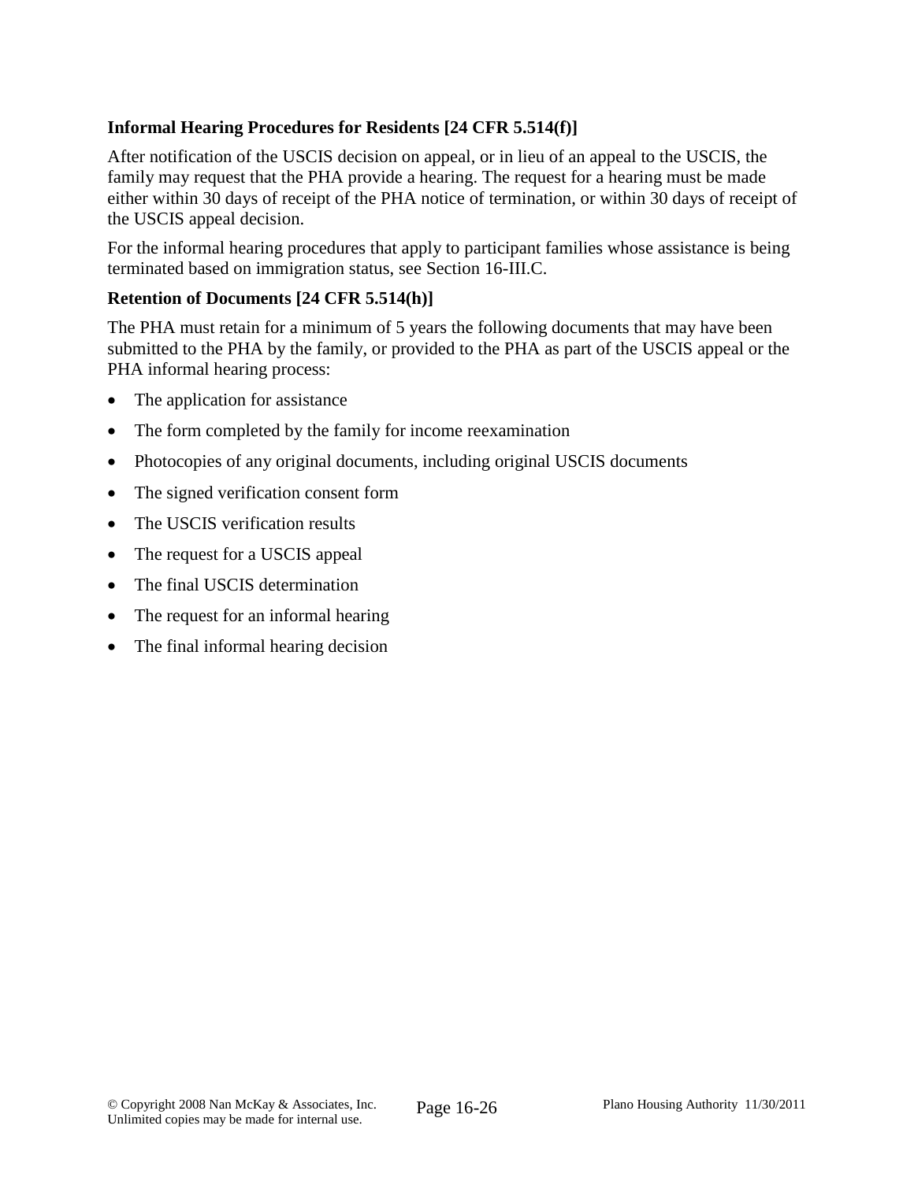**Informal Hearing Procedures for Residents [24 CFR 5.514(f)]**

After notification of the USCIS decision on appeal, or in lieu of an appeal to the USCIS, the family may request that the PHA provide a hearing. The request for a hearing must be made either within 30 days of receipt of the PHA notice of termination, or within 30 days of receipt of the USCIS appeal decision.

For the informal hearing procedures that apply to participant families whose assistance is being terminated based on immigration status, see Section 16-III.C.

**Retention of Documents [24 CFR 5.514(h)]**

The PHA must retain for a minimum of 5 years the following documents that may have been submitted to the PHA by the family, or provided to the PHA as part of the USCIS appeal or the PHA informal hearing process:

- The application for assistance
- The form completed by the family for income reexamination
- Photocopies of any original documents, including original USCIS documents
- The signed verification consent form
- The USCIS verification results
- The request for a USCIS appeal
- The final USCIS determination
- The request for an informal hearing
- The final informal hearing decision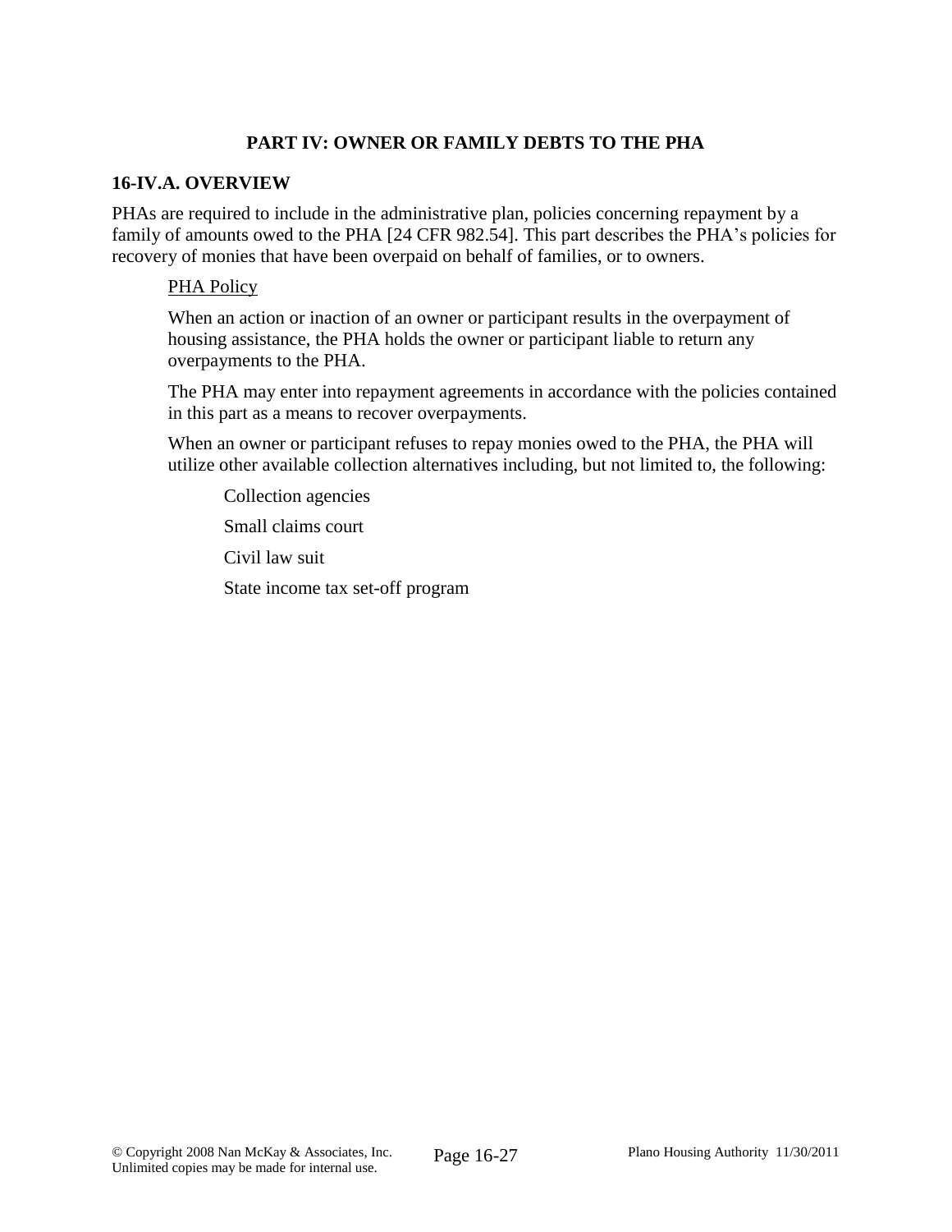## PART IV: OWNER OR FAMILY DEBTS TO THE PHA

### 16-IV.A. OVERVIEW

PHAs are required to include in the administrative plan, policies concerning repayment by a family of amounts owed to the PHA [24 CFR 982.54]. This part describes the PHA's policies for recovery of monies that have been overpaid on behalf of families, or to owners.

PHA Policy

When an action or inaction of an owner or participant results in the overpayment of housing assistance, the PHA holds the owner or participant liable to return any overpayments to the PHA.

The PHA may enter into repayment agreements in accordance with the policies contained in this part as a means to recover overpayments.

When an owner or participant refuses to repay monies owed to the PHA, the PHA will utilize other available collection alternatives including, but not limited to, the following:

Collection agencies

Small claims court

Civil law suit

State income tax set-off program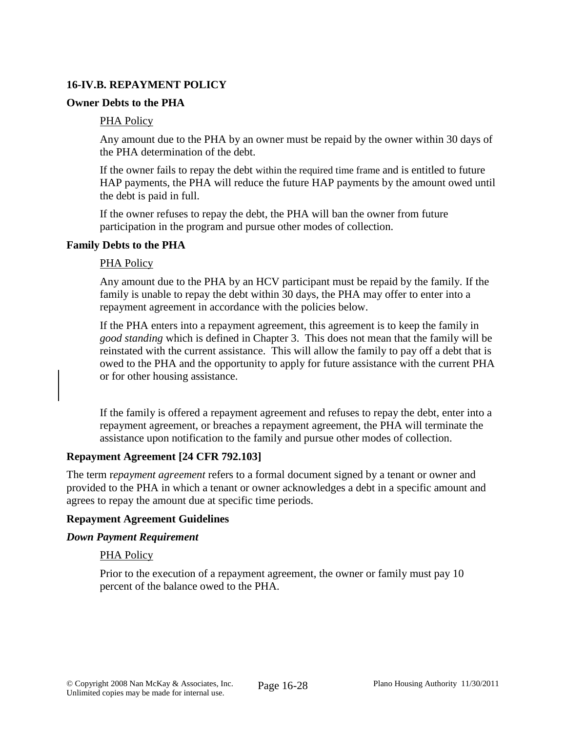### 16-IV.B. REPAYMENT POLICY

**Owner Debts to the PHA**

PHA Policy

Any amount due to the PHA by an owner must be repaid by the owner within 30 days of the PHA determination of the debt.

If the owner fails to repay the debt within the required time frame and is entitled to future HAP payments, the PHA will reduce the future HAP payments by the amount owed until the debt is paid in full.

If the owner refuses to repay the debt, the PHA will ban the owner from future participation in the program and pursue other modes of collection.

**Family Debts to the PHA**

PHA Policy

Any amount due to the PHA by an HCV participant must be repaid by the family. If the family is unable to repay the debt within 30 days, the PHA may offer to enter into a repayment agreement in accordance with the policies below.

If the PHA enters into a repayment agreement, this agreement is to keep the family in *good standing* which is defined in Chapter 3. This does not mean that the family will be reinstated with the current assistance. This will allow the family to pay off a debt that is owed to the PHA and the opportunity to apply for future assistance with the current PHA or for other housing assistance.

If the family is offered a repayment agreement and refuses to repay the debt, enter into a repayment agreement, or breaches a repayment agreement, the PHA will terminate the assistance upon notification to the family and pursue other modes of collection.

**Repayment Agreement [24 CFR 792.103]**

The term r*epayment agreement* refers to a formal document signed by a tenant or owner and provided to the PHA in which a tenant or owner acknowledges a debt in a specific amount and agrees to repay the amount due at specific time periods.

**Repayment Agreement Guidelines**

***Down Payment Requirement***

PHA Policy

Prior to the execution of a repayment agreement, the owner or family must pay 10 percent of the balance owed to the PHA.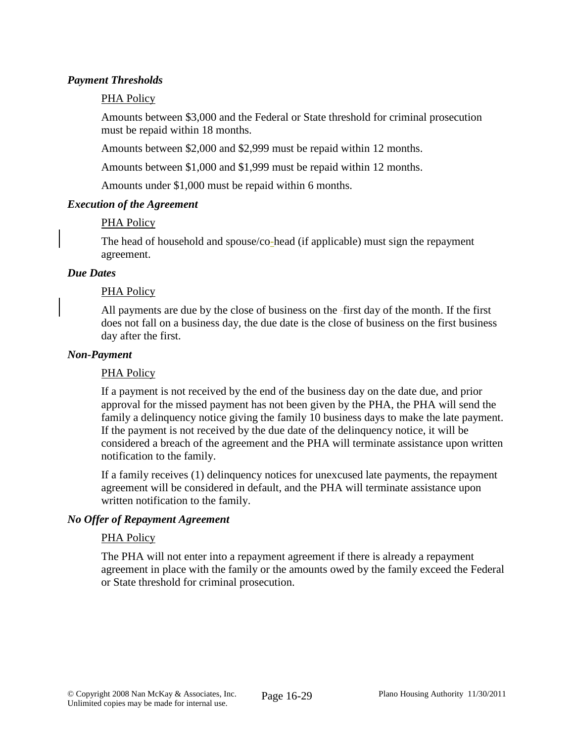***Payment Thresholds***

PHA Policy

Amounts between $3,000 and the Federal or State threshold for criminal prosecution must be repaid within 18 months.

Amounts between $2,000 and $2,999 must be repaid within 12 months.

Amounts between $1,000 and $1,999 must be repaid within 12 months.

Amounts under $1,000 must be repaid within 6 months.

***Execution of the Agreement***

PHA Policy

The head of household and spouse/co-head (if applicable) must sign the repayment agreement.

***Due Dates***

PHA Policy

All payments are due by the close of business on the first day of the month. If the first does not fall on a business day, the due date is the close of business on the first business day after the first.

***Non-Payment***

PHA Policy

If a payment is not received by the end of the business day on the date due, and prior approval for the missed payment has not been given by the PHA, the PHA will send the family a delinquency notice giving the family 10 business days to make the late payment. If the payment is not received by the due date of the delinquency notice, it will be considered a breach of the agreement and the PHA will terminate assistance upon written notification to the family.

If a family receives (1) delinquency notices for unexcused late payments, the repayment agreement will be considered in default, and the PHA will terminate assistance upon written notification to the family.

***No Offer of Repayment Agreement***

PHA Policy

The PHA will not enter into a repayment agreement if there is already a repayment agreement in place with the family or the amounts owed by the family exceed the Federal or State threshold for criminal prosecution.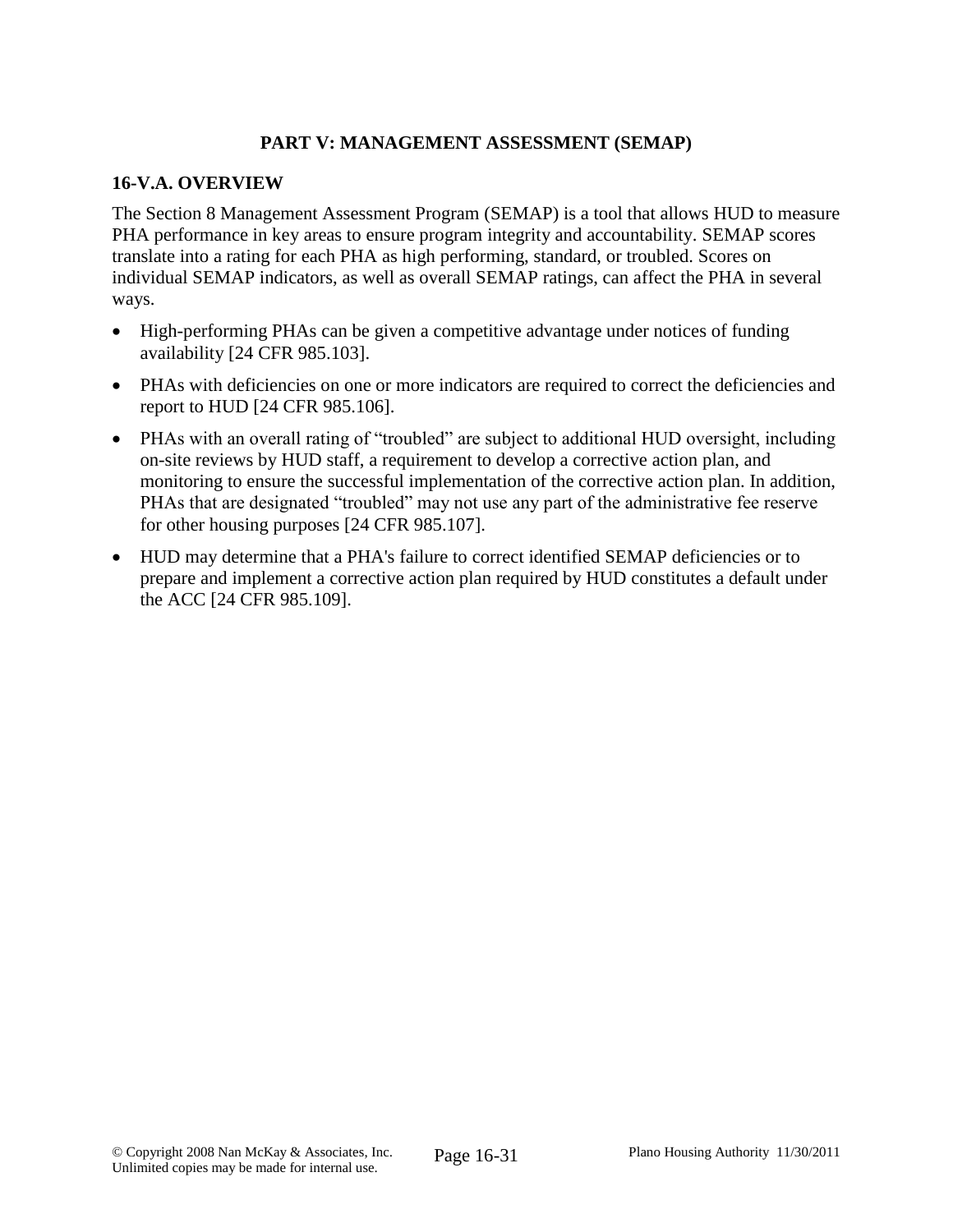## PART V: MANAGEMENT ASSESSMENT (SEMAP)

### 16-V.A. OVERVIEW

The Section 8 Management Assessment Program (SEMAP) is a tool that allows HUD to measure PHA performance in key areas to ensure program integrity and accountability. SEMAP scores translate into a rating for each PHA as high performing, standard, or troubled. Scores on individual SEMAP indicators, as well as overall SEMAP ratings, can affect the PHA in several ways.

- High-performing PHAs can be given a competitive advantage under notices of funding availability [24 CFR 985.103].
- PHAs with deficiencies on one or more indicators are required to correct the deficiencies and report to HUD [24 CFR 985.106].
- PHAs with an overall rating of "troubled" are subject to additional HUD oversight, including on-site reviews by HUD staff, a requirement to develop a corrective action plan, and monitoring to ensure the successful implementation of the corrective action plan. In addition, PHAs that are designated "troubled" may not use any part of the administrative fee reserve for other housing purposes [24 CFR 985.107].
- HUD may determine that a PHA's failure to correct identified SEMAP deficiencies or to prepare and implement a corrective action plan required by HUD constitutes a default under the ACC [24 CFR 985.109].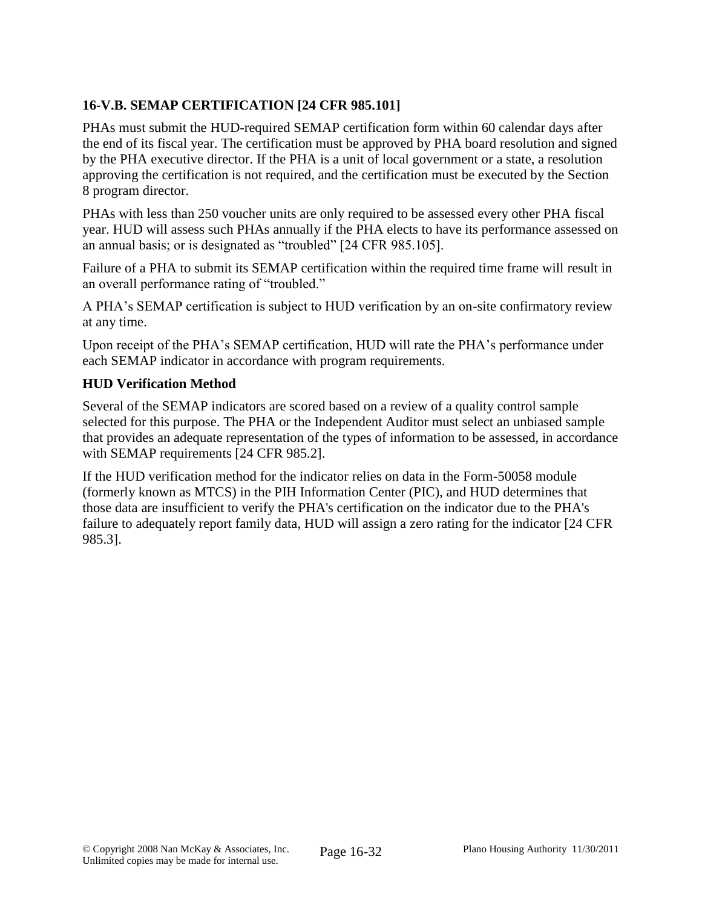### 16-V.B. SEMAP CERTIFICATION [24 CFR 985.101]

PHAs must submit the HUD-required SEMAP certification form within 60 calendar days after the end of its fiscal year. The certification must be approved by PHA board resolution and signed by the PHA executive director. If the PHA is a unit of local government or a state, a resolution approving the certification is not required, and the certification must be executed by the Section 8 program director.

PHAs with less than 250 voucher units are only required to be assessed every other PHA fiscal year. HUD will assess such PHAs annually if the PHA elects to have its performance assessed on an annual basis; or is designated as "troubled" [24 CFR 985.105].

Failure of a PHA to submit its SEMAP certification within the required time frame will result in an overall performance rating of "troubled."

A PHA's SEMAP certification is subject to HUD verification by an on-site confirmatory review at any time.

Upon receipt of the PHA's SEMAP certification, HUD will rate the PHA's performance under each SEMAP indicator in accordance with program requirements.

**HUD Verification Method**

Several of the SEMAP indicators are scored based on a review of a quality control sample selected for this purpose. The PHA or the Independent Auditor must select an unbiased sample that provides an adequate representation of the types of information to be assessed, in accordance with SEMAP requirements [24 CFR 985.2].

If the HUD verification method for the indicator relies on data in the Form-50058 module (formerly known as MTCS) in the PIH Information Center (PIC), and HUD determines that those data are insufficient to verify the PHA's certification on the indicator due to the PHA's failure to adequately report family data, HUD will assign a zero rating for the indicator [24 CFR 985.3].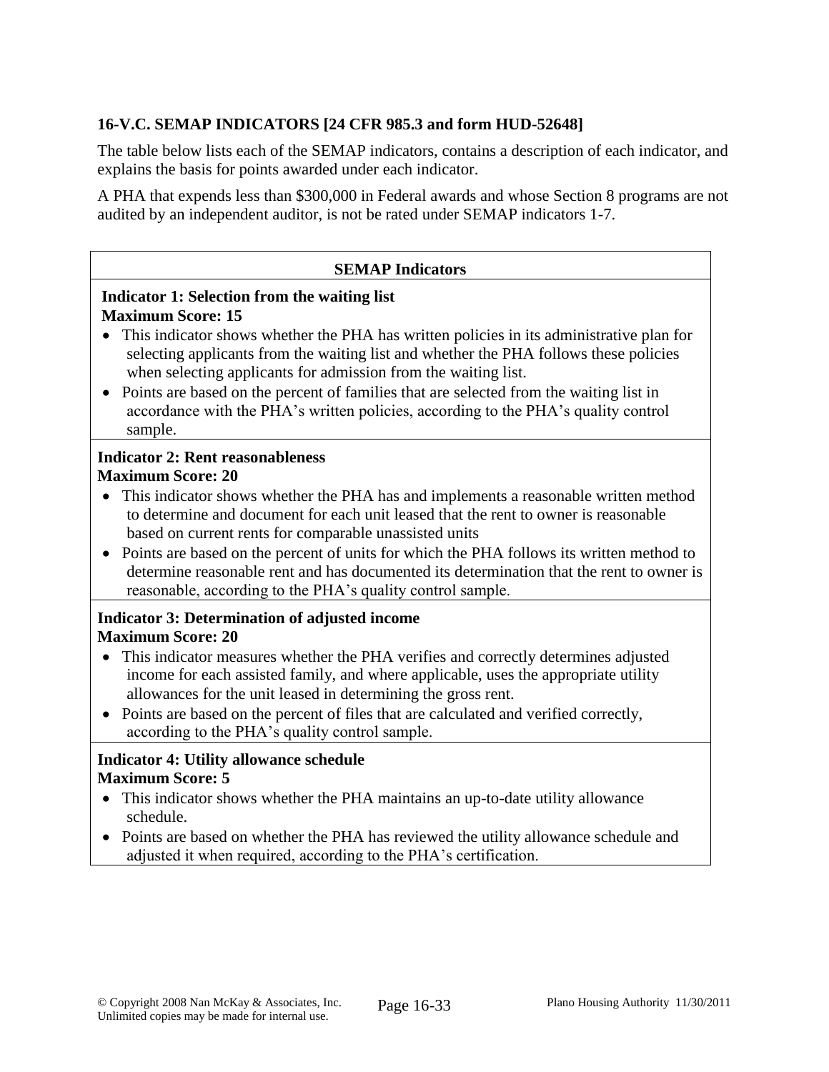### 16-V.C. SEMAP INDICATORS [24 CFR 985.3 and form HUD-52648]

The table below lists each of the SEMAP indicators, contains a description of each indicator, and explains the basis for points awarded under each indicator.

A PHA that expends less than $300,000 in Federal awards and whose Section 8 programs are not audited by an independent auditor, is not be rated under SEMAP indicators 1-7.

| SEMAP Indicators |
|---|
| **Indicator 1: Selection from the waiting list**<br>**Maximum Score: 15**<br>• This indicator shows whether the PHA has written policies in its administrative plan for selecting applicants from the waiting list and whether the PHA follows these policies when selecting applicants for admission from the waiting list.<br>• Points are based on the percent of families that are selected from the waiting list in accordance with the PHA's written policies, according to the PHA's quality control sample. |
| **Indicator 2: Rent reasonableness**<br>**Maximum Score: 20**<br>• This indicator shows whether the PHA has and implements a reasonable written method to determine and document for each unit leased that the rent to owner is reasonable based on current rents for comparable unassisted units<br>• Points are based on the percent of units for which the PHA follows its written method to determine reasonable rent and has documented its determination that the rent to owner is reasonable, according to the PHA's quality control sample. |
| **Indicator 3: Determination of adjusted income**<br>**Maximum Score: 20**<br>• This indicator measures whether the PHA verifies and correctly determines adjusted income for each assisted family, and where applicable, uses the appropriate utility allowances for the unit leased in determining the gross rent.<br>• Points are based on the percent of files that are calculated and verified correctly, according to the PHA's quality control sample. |
| **Indicator 4: Utility allowance schedule**<br>**Maximum Score: 5**<br>• This indicator shows whether the PHA maintains an up-to-date utility allowance schedule.<br>• Points are based on whether the PHA has reviewed the utility allowance schedule and adjusted it when required, according to the PHA's certification. |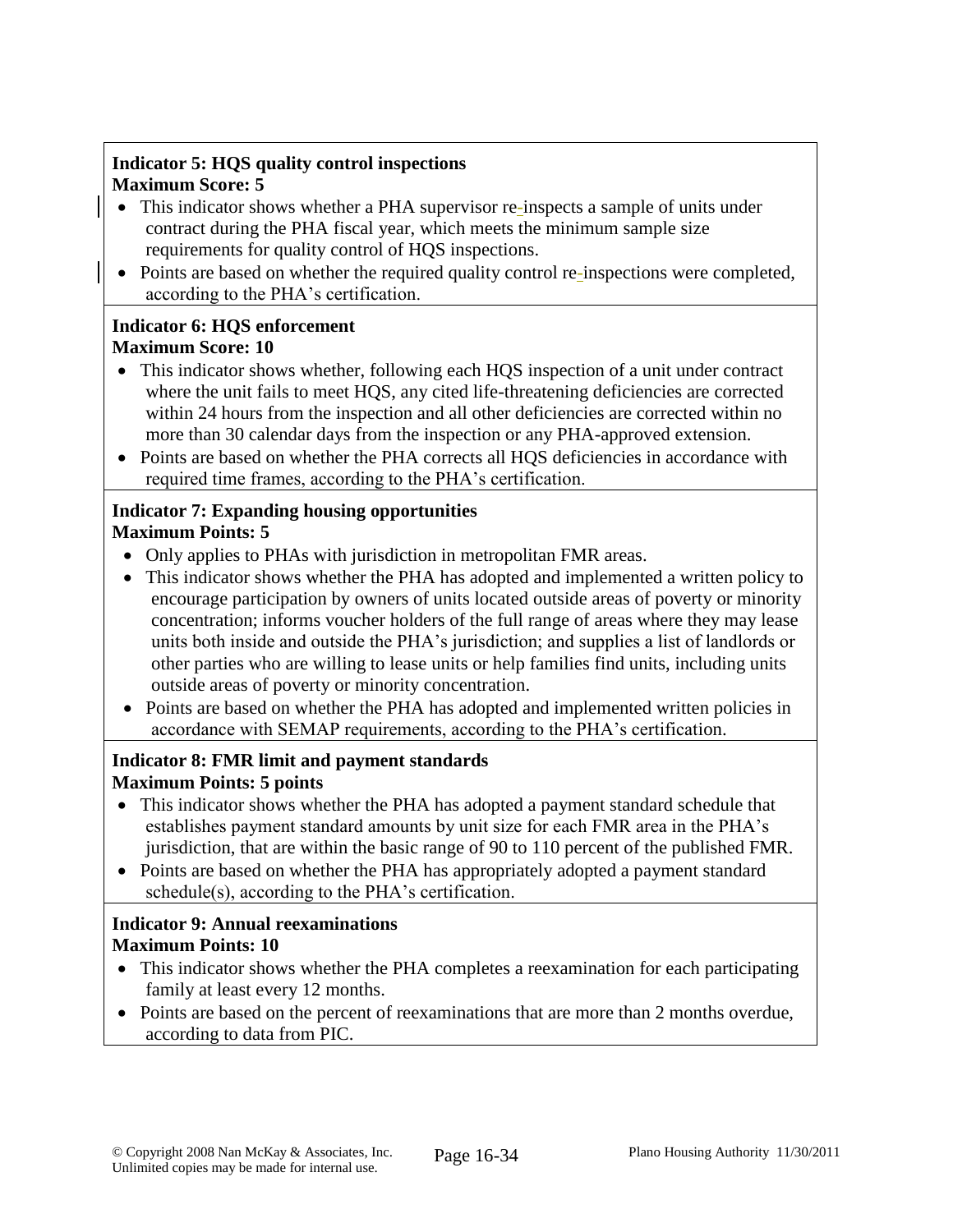**Indicator 5: HQS quality control inspections**
**Maximum Score: 5**

- This indicator shows whether a PHA supervisor re-inspects a sample of units under contract during the PHA fiscal year, which meets the minimum sample size requirements for quality control of HQS inspections.
- Points are based on whether the required quality control re-inspections were completed, according to the PHA's certification.

**Indicator 6: HQS enforcement**
**Maximum Score: 10**

- This indicator shows whether, following each HQS inspection of a unit under contract where the unit fails to meet HQS, any cited life-threatening deficiencies are corrected within 24 hours from the inspection and all other deficiencies are corrected within no more than 30 calendar days from the inspection or any PHA-approved extension.
- Points are based on whether the PHA corrects all HQS deficiencies in accordance with required time frames, according to the PHA's certification.

**Indicator 7: Expanding housing opportunities**
**Maximum Points: 5**

- Only applies to PHAs with jurisdiction in metropolitan FMR areas.
- This indicator shows whether the PHA has adopted and implemented a written policy to encourage participation by owners of units located outside areas of poverty or minority concentration; informs voucher holders of the full range of areas where they may lease units both inside and outside the PHA's jurisdiction; and supplies a list of landlords or other parties who are willing to lease units or help families find units, including units outside areas of poverty or minority concentration.
- Points are based on whether the PHA has adopted and implemented written policies in accordance with SEMAP requirements, according to the PHA's certification.

**Indicator 8: FMR limit and payment standards**
**Maximum Points: 5 points**

- This indicator shows whether the PHA has adopted a payment standard schedule that establishes payment standard amounts by unit size for each FMR area in the PHA's jurisdiction, that are within the basic range of 90 to 110 percent of the published FMR.
- Points are based on whether the PHA has appropriately adopted a payment standard schedule(s), according to the PHA's certification.

**Indicator 9: Annual reexaminations**
**Maximum Points: 10**

- This indicator shows whether the PHA completes a reexamination for each participating family at least every 12 months.
- Points are based on the percent of reexaminations that are more than 2 months overdue, according to data from PIC.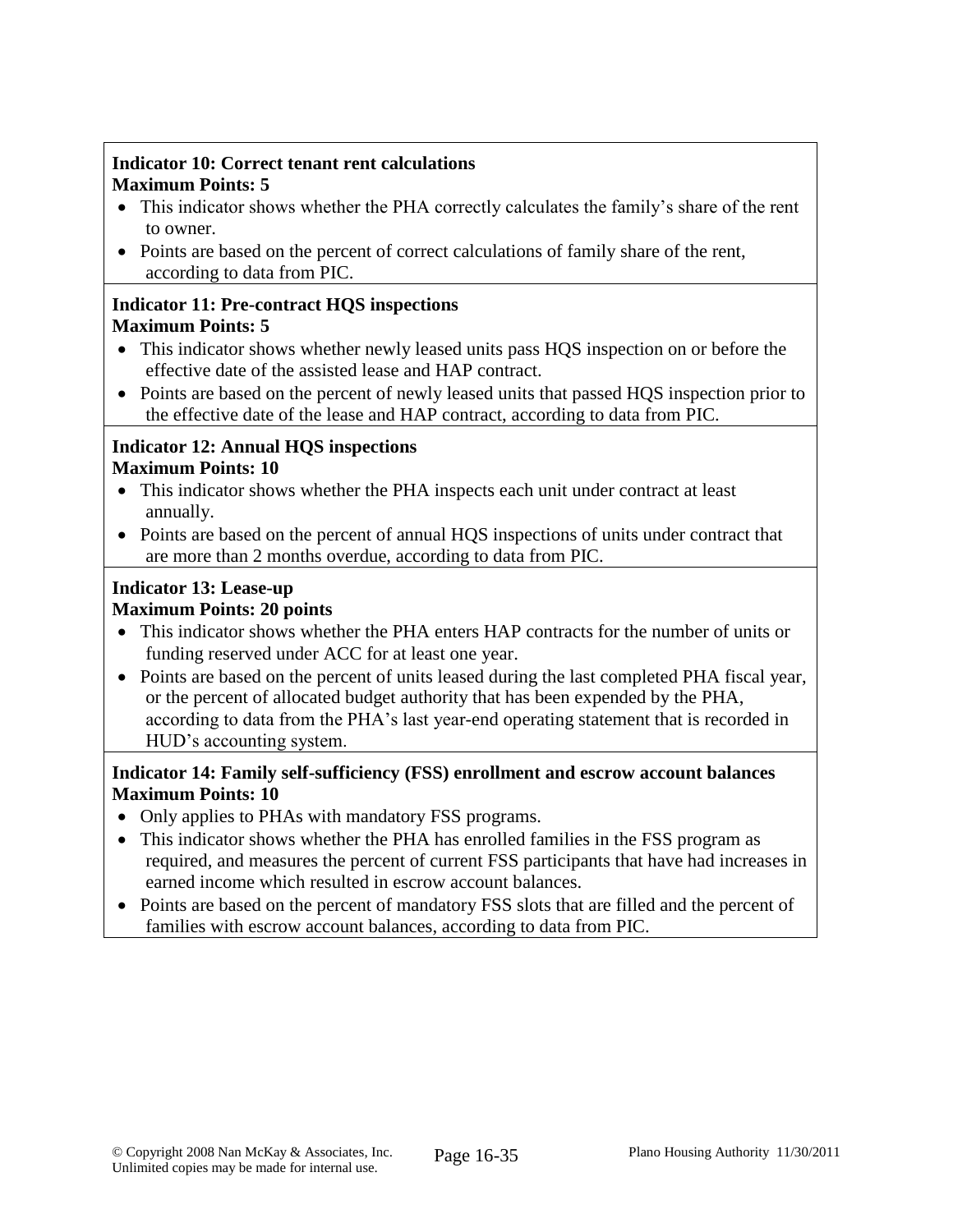**Indicator 10: Correct tenant rent calculations**
**Maximum Points: 5**

- This indicator shows whether the PHA correctly calculates the family's share of the rent to owner.
- Points are based on the percent of correct calculations of family share of the rent, according to data from PIC.

**Indicator 11: Pre-contract HQS inspections**
**Maximum Points: 5**

- This indicator shows whether newly leased units pass HQS inspection on or before the effective date of the assisted lease and HAP contract.
- Points are based on the percent of newly leased units that passed HQS inspection prior to the effective date of the lease and HAP contract, according to data from PIC.

**Indicator 12: Annual HQS inspections**
**Maximum Points: 10**

- This indicator shows whether the PHA inspects each unit under contract at least annually.
- Points are based on the percent of annual HQS inspections of units under contract that are more than 2 months overdue, according to data from PIC.

**Indicator 13: Lease-up**
**Maximum Points: 20 points**

- This indicator shows whether the PHA enters HAP contracts for the number of units or funding reserved under ACC for at least one year.
- Points are based on the percent of units leased during the last completed PHA fiscal year, or the percent of allocated budget authority that has been expended by the PHA, according to data from the PHA's last year-end operating statement that is recorded in HUD's accounting system.

**Indicator 14: Family self-sufficiency (FSS) enrollment and escrow account balances**
**Maximum Points: 10**

- Only applies to PHAs with mandatory FSS programs.
- This indicator shows whether the PHA has enrolled families in the FSS program as required, and measures the percent of current FSS participants that have had increases in earned income which resulted in escrow account balances.
- Points are based on the percent of mandatory FSS slots that are filled and the percent of families with escrow account balances, according to data from PIC.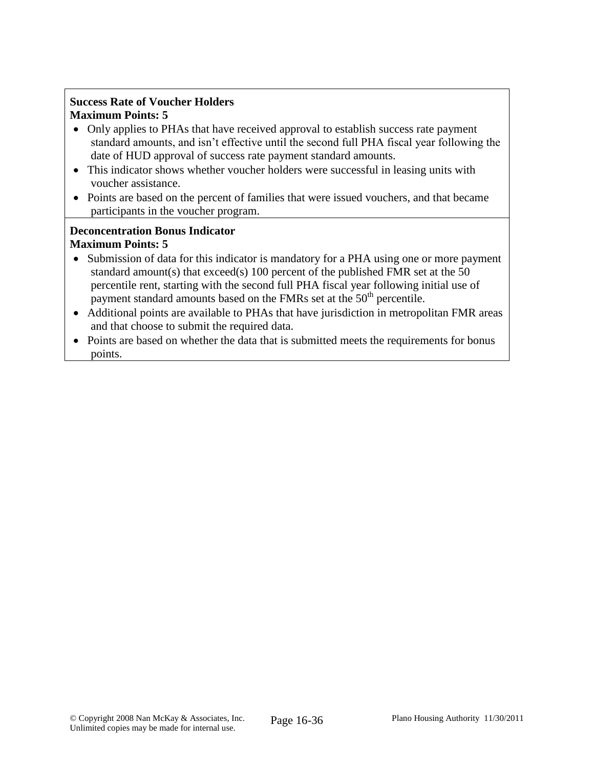**Success Rate of Voucher Holders**
**Maximum Points: 5**

- Only applies to PHAs that have received approval to establish success rate payment standard amounts, and isn't effective until the second full PHA fiscal year following the date of HUD approval of success rate payment standard amounts.
- This indicator shows whether voucher holders were successful in leasing units with voucher assistance.
- Points are based on the percent of families that were issued vouchers, and that became participants in the voucher program.

**Deconcentration Bonus Indicator**
**Maximum Points: 5**

- Submission of data for this indicator is mandatory for a PHA using one or more payment standard amount(s) that exceed(s) 100 percent of the published FMR set at the 50 percentile rent, starting with the second full PHA fiscal year following initial use of payment standard amounts based on the FMRs set at the 50th percentile.
- Additional points are available to PHAs that have jurisdiction in metropolitan FMR areas and that choose to submit the required data.
- Points are based on whether the data that is submitted meets the requirements for bonus points.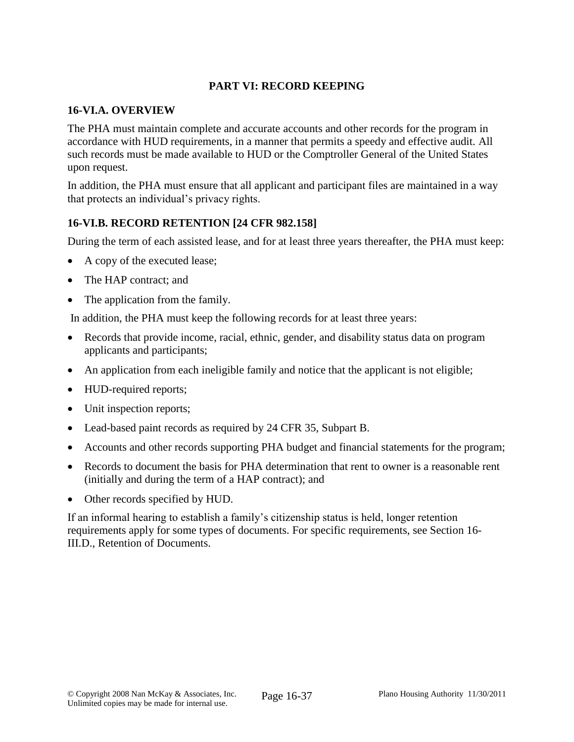## PART VI: RECORD KEEPING

### 16-VI.A. OVERVIEW

The PHA must maintain complete and accurate accounts and other records for the program in accordance with HUD requirements, in a manner that permits a speedy and effective audit. All such records must be made available to HUD or the Comptroller General of the United States upon request.

In addition, the PHA must ensure that all applicant and participant files are maintained in a way that protects an individual's privacy rights.

### 16-VI.B. RECORD RETENTION [24 CFR 982.158]

During the term of each assisted lease, and for at least three years thereafter, the PHA must keep:

- A copy of the executed lease;
- The HAP contract; and
- The application from the family.

In addition, the PHA must keep the following records for at least three years:

- Records that provide income, racial, ethnic, gender, and disability status data on program applicants and participants;
- An application from each ineligible family and notice that the applicant is not eligible;
- HUD-required reports;
- Unit inspection reports;
- Lead-based paint records as required by 24 CFR 35, Subpart B.
- Accounts and other records supporting PHA budget and financial statements for the program;
- Records to document the basis for PHA determination that rent to owner is a reasonable rent (initially and during the term of a HAP contract); and
- Other records specified by HUD.

If an informal hearing to establish a family's citizenship status is held, longer retention requirements apply for some types of documents. For specific requirements, see Section 16-III.D., Retention of Documents.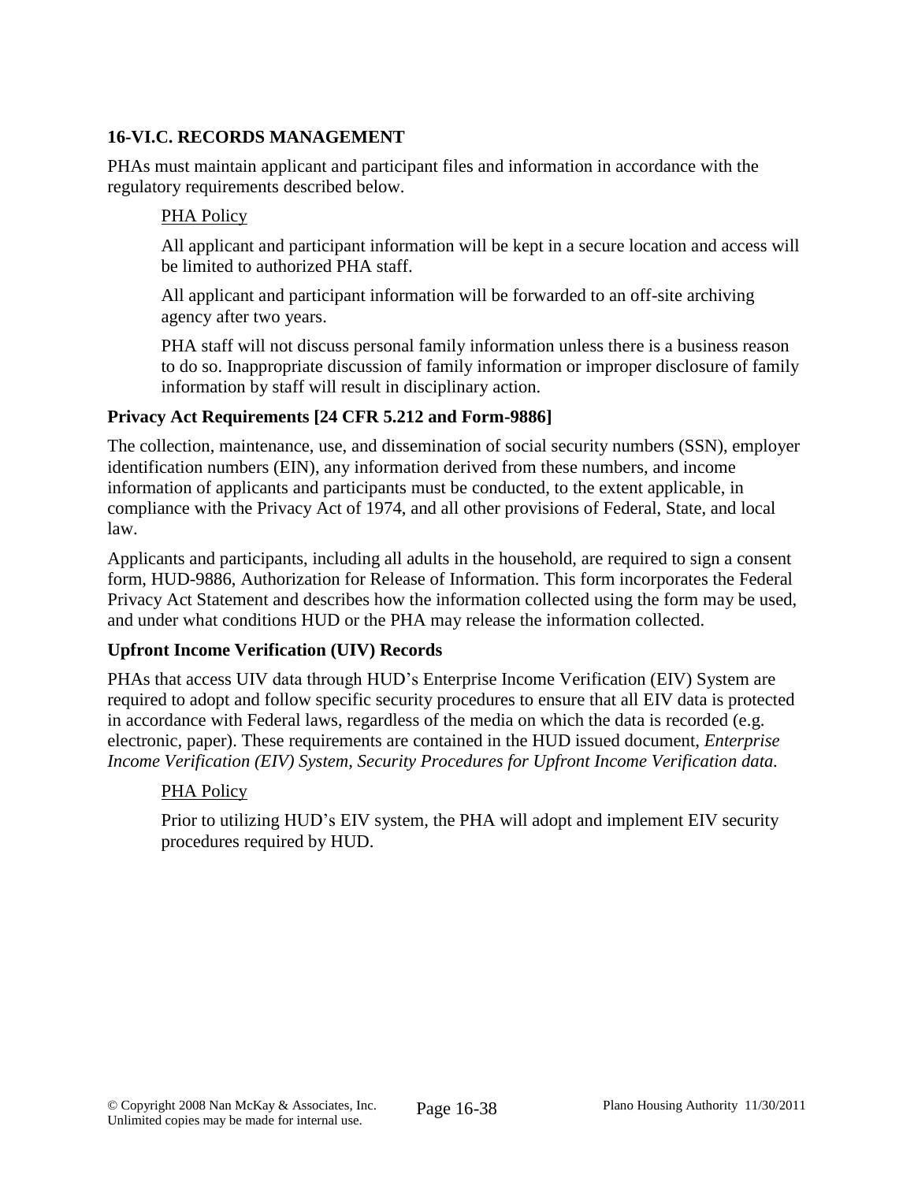### 16-VI.C. RECORDS MANAGEMENT

PHAs must maintain applicant and participant files and information in accordance with the regulatory requirements described below.

PHA Policy

All applicant and participant information will be kept in a secure location and access will be limited to authorized PHA staff.

All applicant and participant information will be forwarded to an off-site archiving agency after two years.

PHA staff will not discuss personal family information unless there is a business reason to do so. Inappropriate discussion of family information or improper disclosure of family information by staff will result in disciplinary action.

**Privacy Act Requirements [24 CFR 5.212 and Form-9886]**

The collection, maintenance, use, and dissemination of social security numbers (SSN), employer identification numbers (EIN), any information derived from these numbers, and income information of applicants and participants must be conducted, to the extent applicable, in compliance with the Privacy Act of 1974, and all other provisions of Federal, State, and local law.

Applicants and participants, including all adults in the household, are required to sign a consent form, HUD-9886, Authorization for Release of Information. This form incorporates the Federal Privacy Act Statement and describes how the information collected using the form may be used, and under what conditions HUD or the PHA may release the information collected.

**Upfront Income Verification (UIV) Records**

PHAs that access UIV data through HUD's Enterprise Income Verification (EIV) System are required to adopt and follow specific security procedures to ensure that all EIV data is protected in accordance with Federal laws, regardless of the media on which the data is recorded (e.g. electronic, paper). These requirements are contained in the HUD issued document, *Enterprise Income Verification (EIV) System, Security Procedures for Upfront Income Verification data.*

PHA Policy

Prior to utilizing HUD's EIV system, the PHA will adopt and implement EIV security procedures required by HUD.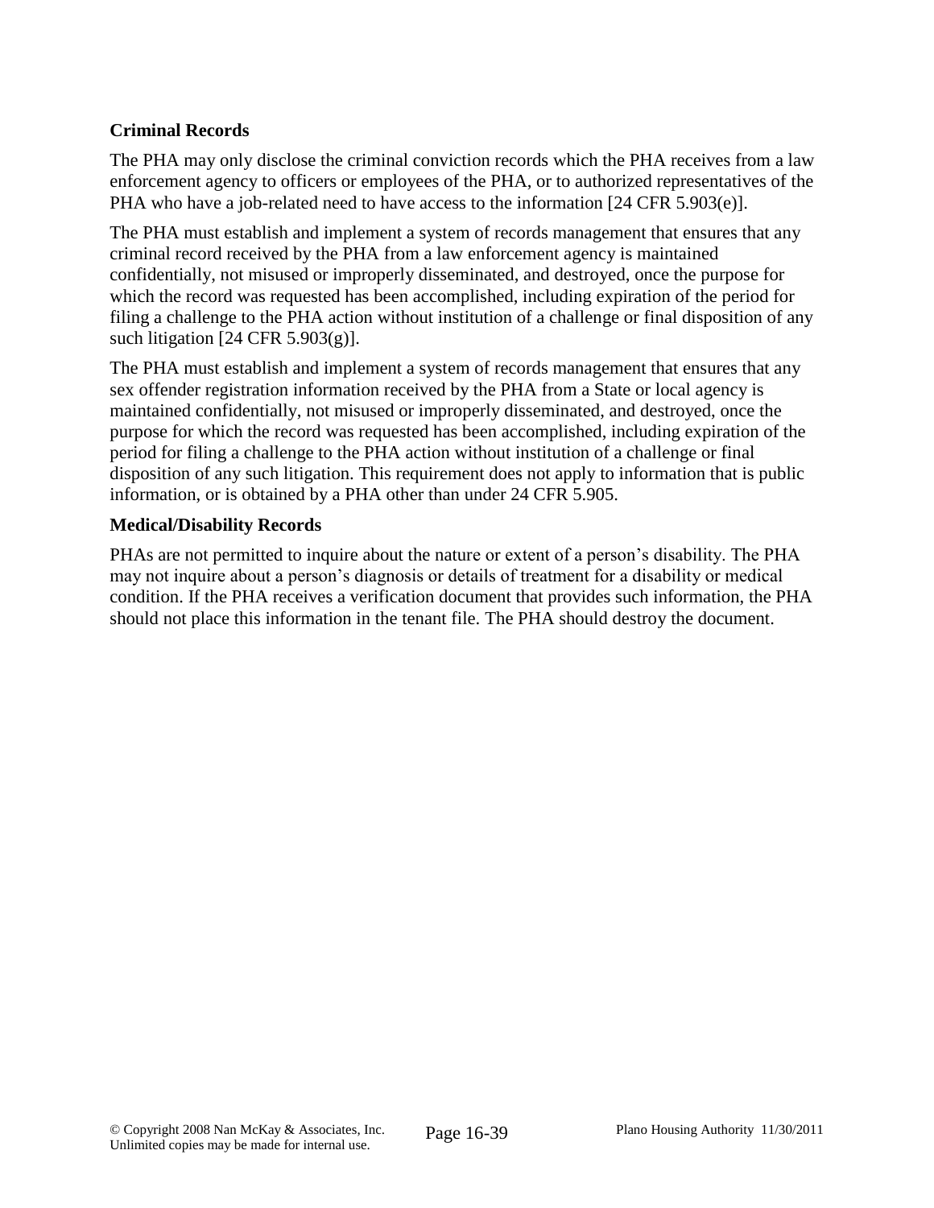**Criminal Records**

The PHA may only disclose the criminal conviction records which the PHA receives from a law enforcement agency to officers or employees of the PHA, or to authorized representatives of the PHA who have a job-related need to have access to the information [24 CFR 5.903(e)].

The PHA must establish and implement a system of records management that ensures that any criminal record received by the PHA from a law enforcement agency is maintained confidentially, not misused or improperly disseminated, and destroyed, once the purpose for which the record was requested has been accomplished, including expiration of the period for filing a challenge to the PHA action without institution of a challenge or final disposition of any such litigation [24 CFR 5.903(g)].

The PHA must establish and implement a system of records management that ensures that any sex offender registration information received by the PHA from a State or local agency is maintained confidentially, not misused or improperly disseminated, and destroyed, once the purpose for which the record was requested has been accomplished, including expiration of the period for filing a challenge to the PHA action without institution of a challenge or final disposition of any such litigation. This requirement does not apply to information that is public information, or is obtained by a PHA other than under 24 CFR 5.905.

**Medical/Disability Records**

PHAs are not permitted to inquire about the nature or extent of a person's disability. The PHA may not inquire about a person's diagnosis or details of treatment for a disability or medical condition. If the PHA receives a verification document that provides such information, the PHA should not place this information in the tenant file. The PHA should destroy the document.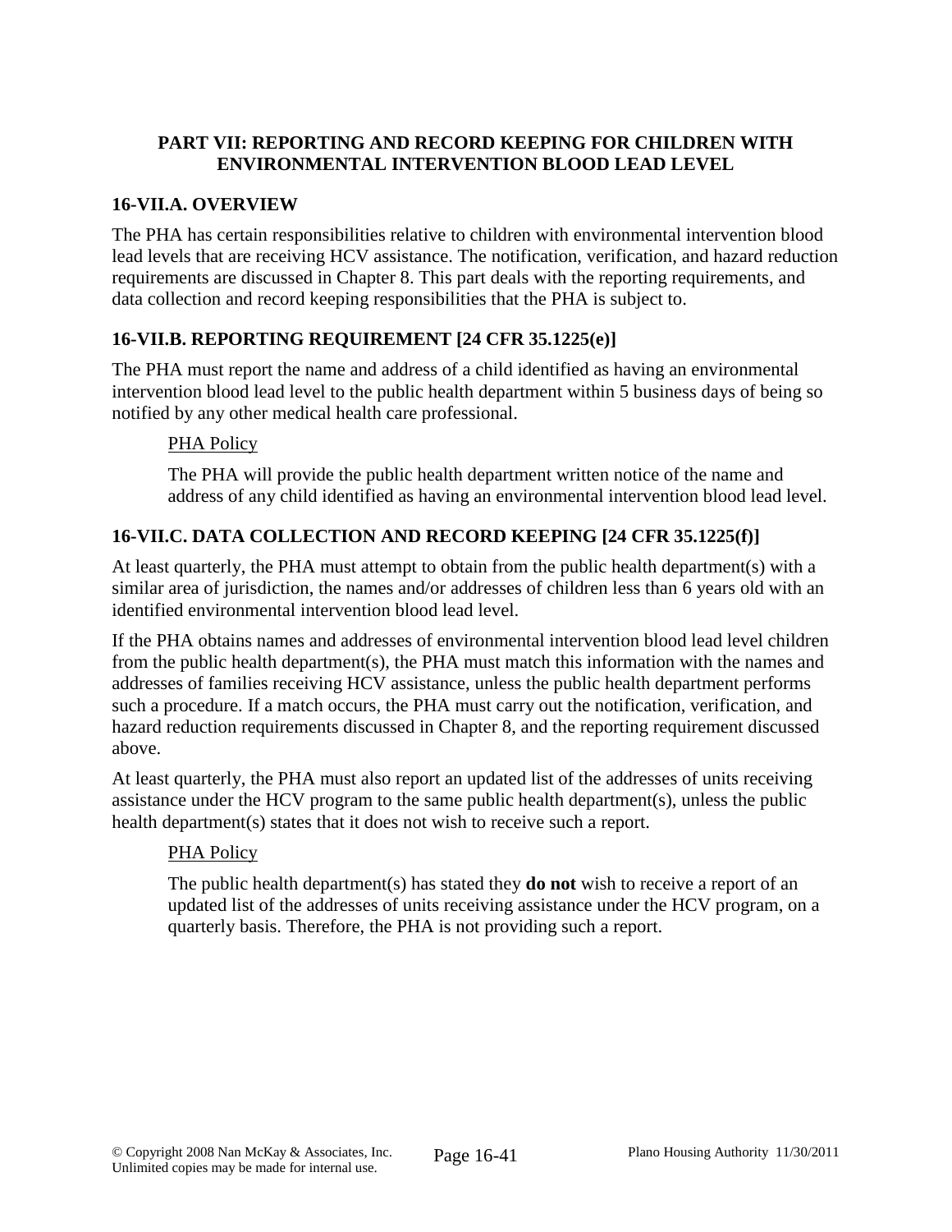## PART VII: REPORTING AND RECORD KEEPING FOR CHILDREN WITH ENVIRONMENTAL INTERVENTION BLOOD LEAD LEVEL

### 16-VII.A. OVERVIEW

The PHA has certain responsibilities relative to children with environmental intervention blood lead levels that are receiving HCV assistance. The notification, verification, and hazard reduction requirements are discussed in Chapter 8. This part deals with the reporting requirements, and data collection and record keeping responsibilities that the PHA is subject to.

### 16-VII.B. REPORTING REQUIREMENT [24 CFR 35.1225(e)]

The PHA must report the name and address of a child identified as having an environmental intervention blood lead level to the public health department within 5 business days of being so notified by any other medical health care professional.

PHA Policy

The PHA will provide the public health department written notice of the name and address of any child identified as having an environmental intervention blood lead level.

### 16-VII.C. DATA COLLECTION AND RECORD KEEPING [24 CFR 35.1225(f)]

At least quarterly, the PHA must attempt to obtain from the public health department(s) with a similar area of jurisdiction, the names and/or addresses of children less than 6 years old with an identified environmental intervention blood lead level.

If the PHA obtains names and addresses of environmental intervention blood lead level children from the public health department(s), the PHA must match this information with the names and addresses of families receiving HCV assistance, unless the public health department performs such a procedure. If a match occurs, the PHA must carry out the notification, verification, and hazard reduction requirements discussed in Chapter 8, and the reporting requirement discussed above.

At least quarterly, the PHA must also report an updated list of the addresses of units receiving assistance under the HCV program to the same public health department(s), unless the public health department(s) states that it does not wish to receive such a report.

PHA Policy

The public health department(s) has stated they **do not** wish to receive a report of an updated list of the addresses of units receiving assistance under the HCV program, on a quarterly basis. Therefore, the PHA is not providing such a report.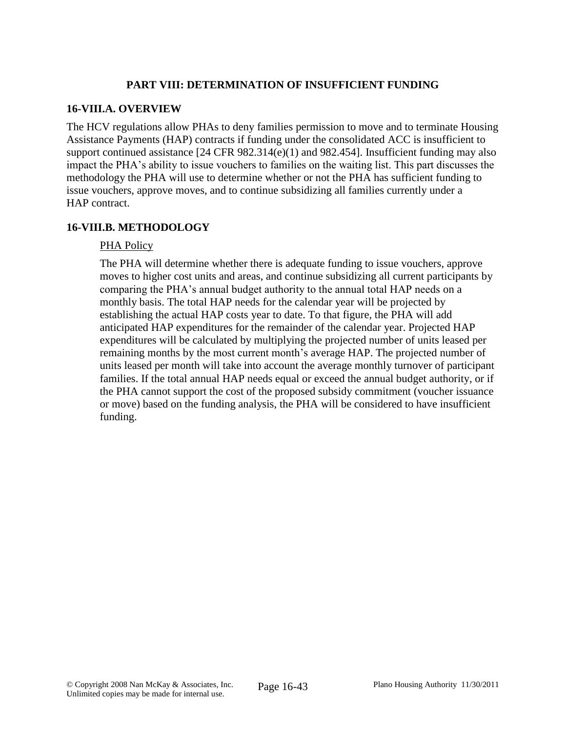## PART VIII: DETERMINATION OF INSUFFICIENT FUNDING

### 16-VIII.A. OVERVIEW

The HCV regulations allow PHAs to deny families permission to move and to terminate Housing Assistance Payments (HAP) contracts if funding under the consolidated ACC is insufficient to support continued assistance [24 CFR 982.314(e)(1) and 982.454]. Insufficient funding may also impact the PHA's ability to issue vouchers to families on the waiting list. This part discusses the methodology the PHA will use to determine whether or not the PHA has sufficient funding to issue vouchers, approve moves, and to continue subsidizing all families currently under a HAP contract.

### 16-VIII.B. METHODOLOGY

<u>PHA Policy</u>

The PHA will determine whether there is adequate funding to issue vouchers, approve moves to higher cost units and areas, and continue subsidizing all current participants by comparing the PHA's annual budget authority to the annual total HAP needs on a monthly basis. The total HAP needs for the calendar year will be projected by establishing the actual HAP costs year to date. To that figure, the PHA will add anticipated HAP expenditures for the remainder of the calendar year. Projected HAP expenditures will be calculated by multiplying the projected number of units leased per remaining months by the most current month's average HAP. The projected number of units leased per month will take into account the average monthly turnover of participant families. If the total annual HAP needs equal or exceed the annual budget authority, or if the PHA cannot support the cost of the proposed subsidy commitment (voucher issuance or move) based on the funding analysis, the PHA will be considered to have insufficient funding.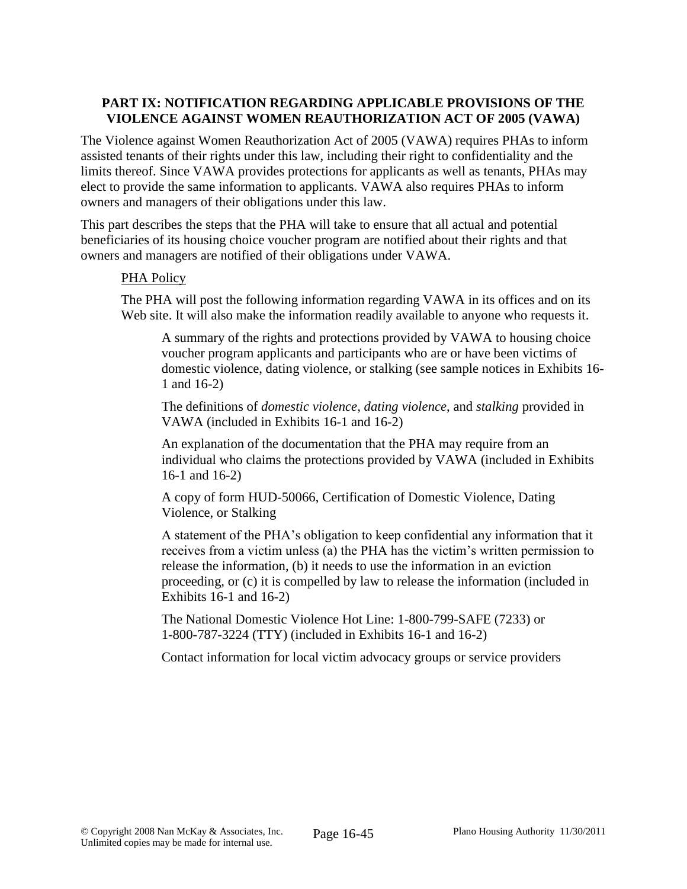## PART IX: NOTIFICATION REGARDING APPLICABLE PROVISIONS OF THE VIOLENCE AGAINST WOMEN REAUTHORIZATION ACT OF 2005 (VAWA)

The Violence against Women Reauthorization Act of 2005 (VAWA) requires PHAs to inform assisted tenants of their rights under this law, including their right to confidentiality and the limits thereof. Since VAWA provides protections for applicants as well as tenants, PHAs may elect to provide the same information to applicants. VAWA also requires PHAs to inform owners and managers of their obligations under this law.

This part describes the steps that the PHA will take to ensure that all actual and potential beneficiaries of its housing choice voucher program are notified about their rights and that owners and managers are notified of their obligations under VAWA.

<u>PHA Policy</u>

The PHA will post the following information regarding VAWA in its offices and on its Web site. It will also make the information readily available to anyone who requests it.

A summary of the rights and protections provided by VAWA to housing choice voucher program applicants and participants who are or have been victims of domestic violence, dating violence, or stalking (see sample notices in Exhibits 16-1 and 16-2)

The definitions of *domestic violence*, *dating violence*, and *stalking* provided in VAWA (included in Exhibits 16-1 and 16-2)

An explanation of the documentation that the PHA may require from an individual who claims the protections provided by VAWA (included in Exhibits 16-1 and 16-2)

A copy of form HUD-50066, Certification of Domestic Violence, Dating Violence, or Stalking

A statement of the PHA's obligation to keep confidential any information that it receives from a victim unless (a) the PHA has the victim's written permission to release the information, (b) it needs to use the information in an eviction proceeding, or (c) it is compelled by law to release the information (included in Exhibits 16-1 and 16-2)

The National Domestic Violence Hot Line: 1-800-799-SAFE (7233) or 1-800-787-3224 (TTY) (included in Exhibits 16-1 and 16-2)

Contact information for local victim advocacy groups or service providers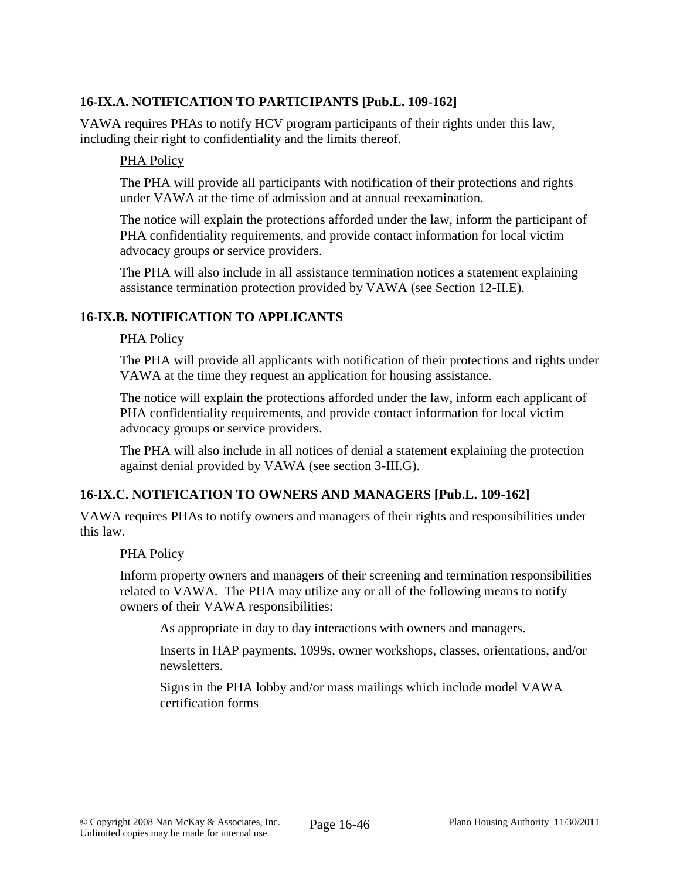### 16-IX.A. NOTIFICATION TO PARTICIPANTS [Pub.L. 109-162]

VAWA requires PHAs to notify HCV program participants of their rights under this law, including their right to confidentiality and the limits thereof.

<u>PHA Policy</u>

The PHA will provide all participants with notification of their protections and rights under VAWA at the time of admission and at annual reexamination.

The notice will explain the protections afforded under the law, inform the participant of PHA confidentiality requirements, and provide contact information for local victim advocacy groups or service providers.

The PHA will also include in all assistance termination notices a statement explaining assistance termination protection provided by VAWA (see Section 12-II.E).

### 16-IX.B. NOTIFICATION TO APPLICANTS

<u>PHA Policy</u>

The PHA will provide all applicants with notification of their protections and rights under VAWA at the time they request an application for housing assistance.

The notice will explain the protections afforded under the law, inform each applicant of PHA confidentiality requirements, and provide contact information for local victim advocacy groups or service providers.

The PHA will also include in all notices of denial a statement explaining the protection against denial provided by VAWA (see section 3-III.G).

### 16-IX.C. NOTIFICATION TO OWNERS AND MANAGERS [Pub.L. 109-162]

VAWA requires PHAs to notify owners and managers of their rights and responsibilities under this law.

<u>PHA Policy</u>

Inform property owners and managers of their screening and termination responsibilities related to VAWA. The PHA may utilize any or all of the following means to notify owners of their VAWA responsibilities:

As appropriate in day to day interactions with owners and managers.

Inserts in HAP payments, 1099s, owner workshops, classes, orientations, and/or newsletters.

Signs in the PHA lobby and/or mass mailings which include model VAWA certification forms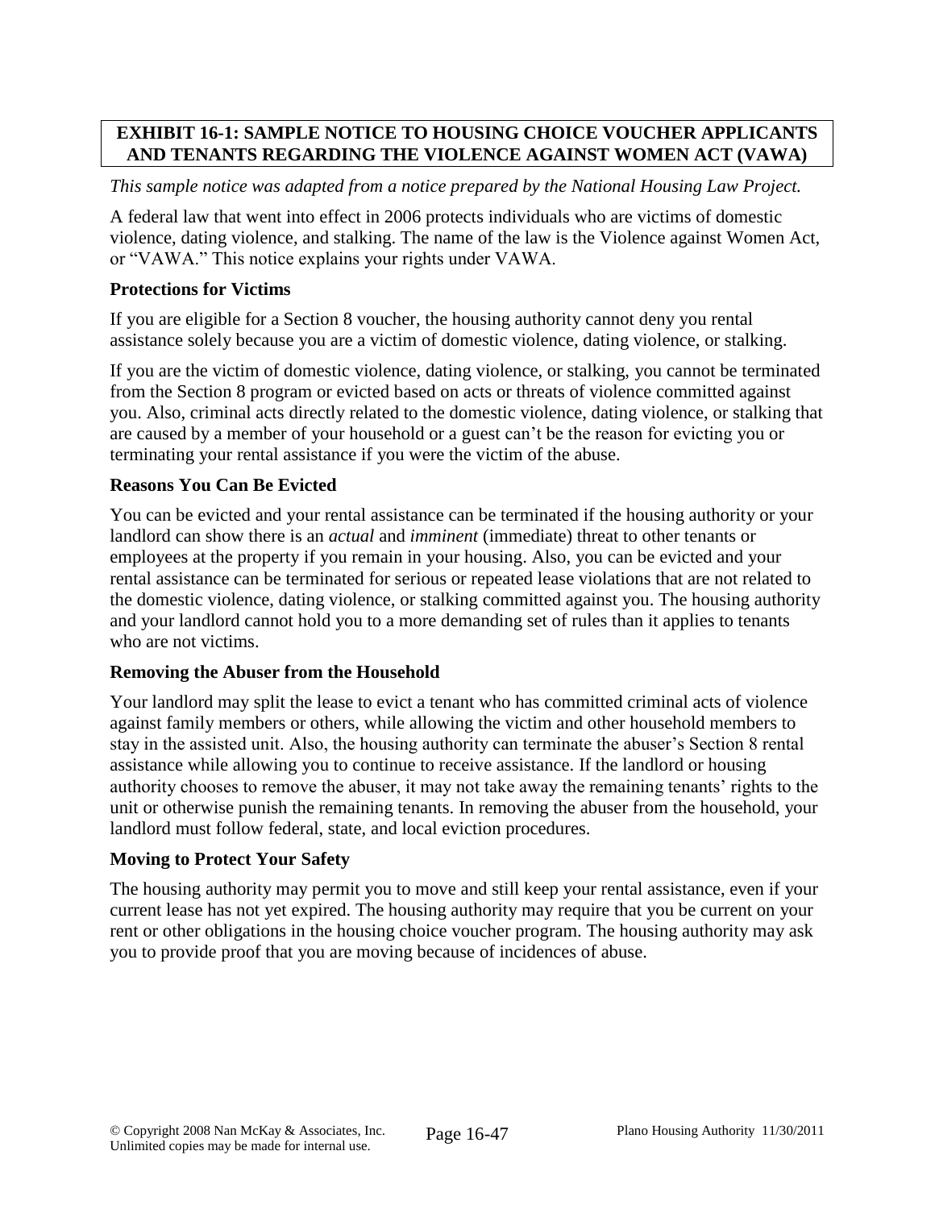## EXHIBIT 16-1: SAMPLE NOTICE TO HOUSING CHOICE VOUCHER APPLICANTS AND TENANTS REGARDING THE VIOLENCE AGAINST WOMEN ACT (VAWA)

*This sample notice was adapted from a notice prepared by the National Housing Law Project.*

A federal law that went into effect in 2006 protects individuals who are victims of domestic violence, dating violence, and stalking. The name of the law is the Violence against Women Act, or "VAWA." This notice explains your rights under VAWA.

### Protections for Victims

If you are eligible for a Section 8 voucher, the housing authority cannot deny you rental assistance solely because you are a victim of domestic violence, dating violence, or stalking.

If you are the victim of domestic violence, dating violence, or stalking, you cannot be terminated from the Section 8 program or evicted based on acts or threats of violence committed against you. Also, criminal acts directly related to the domestic violence, dating violence, or stalking that are caused by a member of your household or a guest can't be the reason for evicting you or terminating your rental assistance if you were the victim of the abuse.

### Reasons You Can Be Evicted

You can be evicted and your rental assistance can be terminated if the housing authority or your landlord can show there is an *actual* and *imminent* (immediate) threat to other tenants or employees at the property if you remain in your housing. Also, you can be evicted and your rental assistance can be terminated for serious or repeated lease violations that are not related to the domestic violence, dating violence, or stalking committed against you. The housing authority and your landlord cannot hold you to a more demanding set of rules than it applies to tenants who are not victims.

### Removing the Abuser from the Household

Your landlord may split the lease to evict a tenant who has committed criminal acts of violence against family members or others, while allowing the victim and other household members to stay in the assisted unit. Also, the housing authority can terminate the abuser's Section 8 rental assistance while allowing you to continue to receive assistance. If the landlord or housing authority chooses to remove the abuser, it may not take away the remaining tenants' rights to the unit or otherwise punish the remaining tenants. In removing the abuser from the household, your landlord must follow federal, state, and local eviction procedures.

### Moving to Protect Your Safety

The housing authority may permit you to move and still keep your rental assistance, even if your current lease has not yet expired. The housing authority may require that you be current on your rent or other obligations in the housing choice voucher program. The housing authority may ask you to provide proof that you are moving because of incidences of abuse.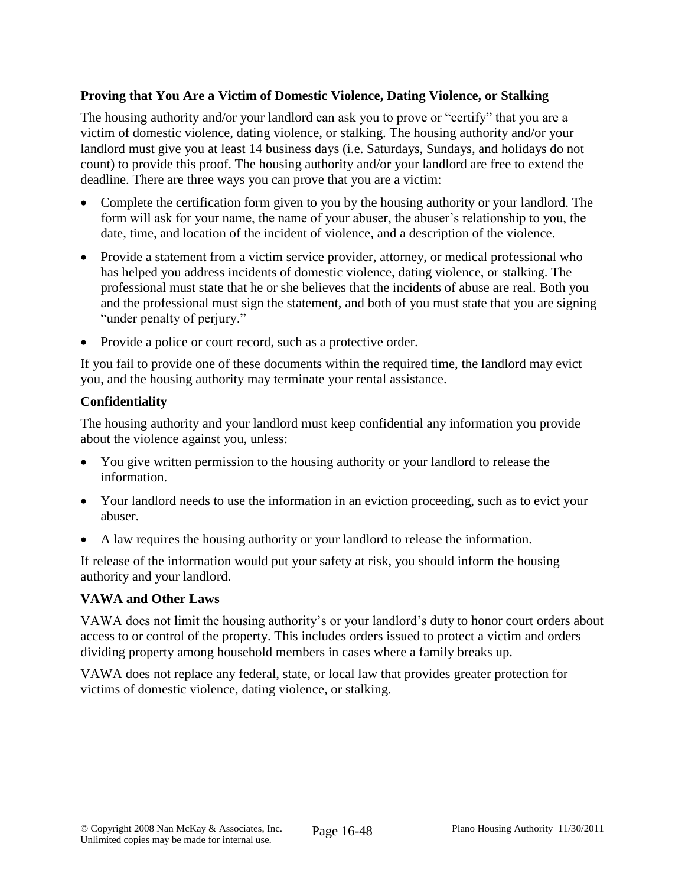**Proving that You Are a Victim of Domestic Violence, Dating Violence, or Stalking**

The housing authority and/or your landlord can ask you to prove or "certify" that you are a victim of domestic violence, dating violence, or stalking. The housing authority and/or your landlord must give you at least 14 business days (i.e. Saturdays, Sundays, and holidays do not count) to provide this proof. The housing authority and/or your landlord are free to extend the deadline. There are three ways you can prove that you are a victim:

- Complete the certification form given to you by the housing authority or your landlord. The form will ask for your name, the name of your abuser, the abuser's relationship to you, the date, time, and location of the incident of violence, and a description of the violence.
- Provide a statement from a victim service provider, attorney, or medical professional who has helped you address incidents of domestic violence, dating violence, or stalking. The professional must state that he or she believes that the incidents of abuse are real. Both you and the professional must sign the statement, and both of you must state that you are signing "under penalty of perjury."
- Provide a police or court record, such as a protective order.

If you fail to provide one of these documents within the required time, the landlord may evict you, and the housing authority may terminate your rental assistance.

**Confidentiality**

The housing authority and your landlord must keep confidential any information you provide about the violence against you, unless:

- You give written permission to the housing authority or your landlord to release the information.
- Your landlord needs to use the information in an eviction proceeding, such as to evict your abuser.
- A law requires the housing authority or your landlord to release the information.

If release of the information would put your safety at risk, you should inform the housing authority and your landlord.

**VAWA and Other Laws**

VAWA does not limit the housing authority's or your landlord's duty to honor court orders about access to or control of the property. This includes orders issued to protect a victim and orders dividing property among household members in cases where a family breaks up.

VAWA does not replace any federal, state, or local law that provides greater protection for victims of domestic violence, dating violence, or stalking.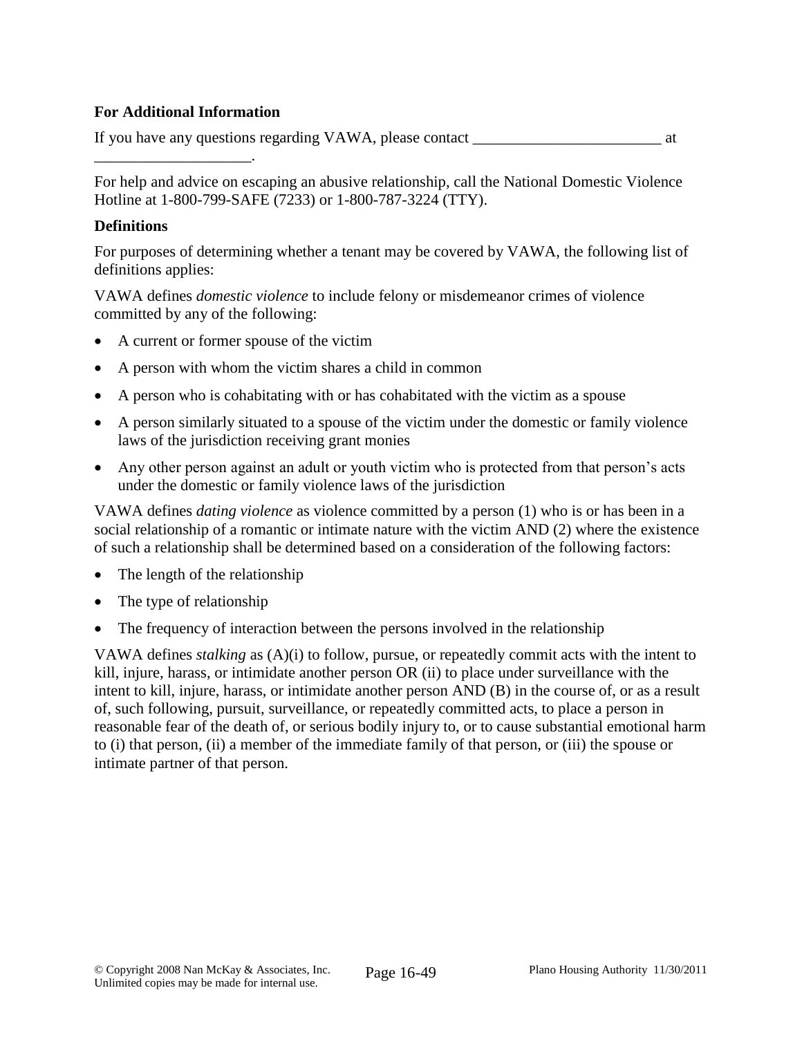**For Additional Information**

If you have any questions regarding VAWA, please contact ________________________ at ____________________.

For help and advice on escaping an abusive relationship, call the National Domestic Violence Hotline at 1-800-799-SAFE (7233) or 1-800-787-3224 (TTY).

**Definitions**

For purposes of determining whether a tenant may be covered by VAWA, the following list of definitions applies:

VAWA defines *domestic violence* to include felony or misdemeanor crimes of violence committed by any of the following:

- A current or former spouse of the victim
- A person with whom the victim shares a child in common
- A person who is cohabitating with or has cohabitated with the victim as a spouse
- A person similarly situated to a spouse of the victim under the domestic or family violence laws of the jurisdiction receiving grant monies
- Any other person against an adult or youth victim who is protected from that person's acts under the domestic or family violence laws of the jurisdiction

VAWA defines *dating violence* as violence committed by a person (1) who is or has been in a social relationship of a romantic or intimate nature with the victim AND (2) where the existence of such a relationship shall be determined based on a consideration of the following factors:

- The length of the relationship
- The type of relationship
- The frequency of interaction between the persons involved in the relationship

VAWA defines *stalking* as (A)(i) to follow, pursue, or repeatedly commit acts with the intent to kill, injure, harass, or intimidate another person OR (ii) to place under surveillance with the intent to kill, injure, harass, or intimidate another person AND (B) in the course of, or as a result of, such following, pursuit, surveillance, or repeatedly committed acts, to place a person in reasonable fear of the death of, or serious bodily injury to, or to cause substantial emotional harm to (i) that person, (ii) a member of the immediate family of that person, or (iii) the spouse or intimate partner of that person.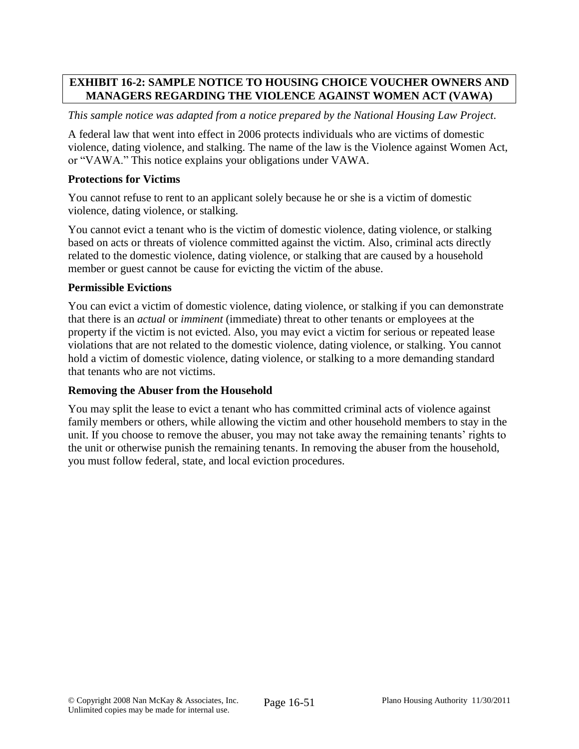**EXHIBIT 16-2: SAMPLE NOTICE TO HOUSING CHOICE VOUCHER OWNERS AND MANAGERS REGARDING THE VIOLENCE AGAINST WOMEN ACT (VAWA)**

*This sample notice was adapted from a notice prepared by the National Housing Law Project.*

A federal law that went into effect in 2006 protects individuals who are victims of domestic violence, dating violence, and stalking. The name of the law is the Violence against Women Act, or "VAWA." This notice explains your obligations under VAWA.

**Protections for Victims**

You cannot refuse to rent to an applicant solely because he or she is a victim of domestic violence, dating violence, or stalking.

You cannot evict a tenant who is the victim of domestic violence, dating violence, or stalking based on acts or threats of violence committed against the victim. Also, criminal acts directly related to the domestic violence, dating violence, or stalking that are caused by a household member or guest cannot be cause for evicting the victim of the abuse.

**Permissible Evictions**

You can evict a victim of domestic violence, dating violence, or stalking if you can demonstrate that there is an *actual* or *imminent* (immediate) threat to other tenants or employees at the property if the victim is not evicted. Also, you may evict a victim for serious or repeated lease violations that are not related to the domestic violence, dating violence, or stalking. You cannot hold a victim of domestic violence, dating violence, or stalking to a more demanding standard that tenants who are not victims.

**Removing the Abuser from the Household**

You may split the lease to evict a tenant who has committed criminal acts of violence against family members or others, while allowing the victim and other household members to stay in the unit. If you choose to remove the abuser, you may not take away the remaining tenants' rights to the unit or otherwise punish the remaining tenants. In removing the abuser from the household, you must follow federal, state, and local eviction procedures.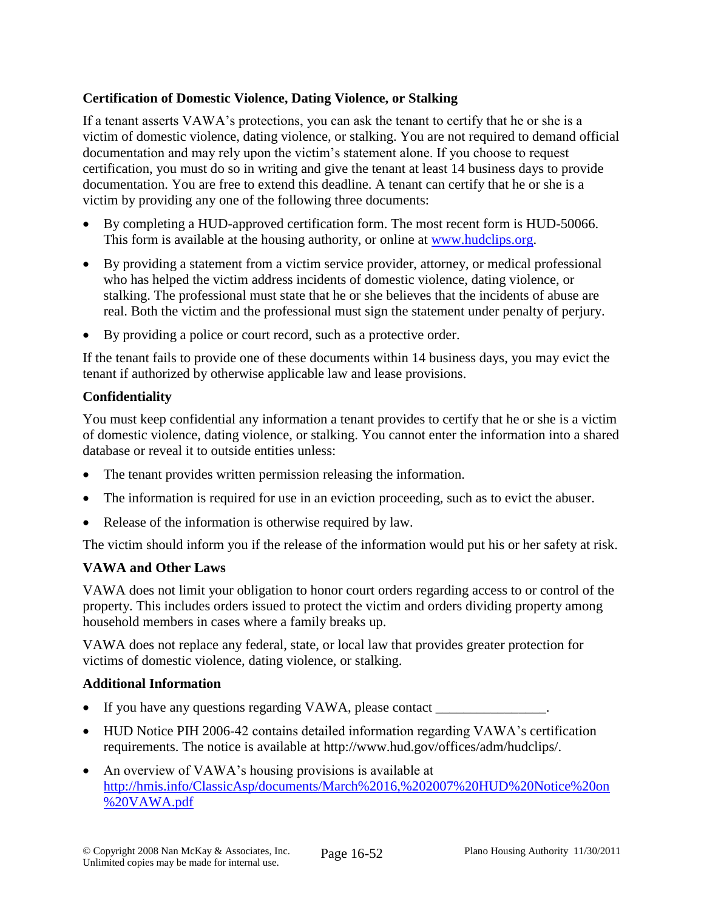### Certification of Domestic Violence, Dating Violence, or Stalking

If a tenant asserts VAWA's protections, you can ask the tenant to certify that he or she is a victim of domestic violence, dating violence, or stalking. You are not required to demand official documentation and may rely upon the victim's statement alone. If you choose to request certification, you must do so in writing and give the tenant at least 14 business days to provide documentation. You are free to extend this deadline. A tenant can certify that he or she is a victim by providing any one of the following three documents:

- By completing a HUD-approved certification form. The most recent form is HUD-50066. This form is available at the housing authority, or online at [www.hudclips.org](www.hudclips.org).
- By providing a statement from a victim service provider, attorney, or medical professional who has helped the victim address incidents of domestic violence, dating violence, or stalking. The professional must state that he or she believes that the incidents of abuse are real. Both the victim and the professional must sign the statement under penalty of perjury.
- By providing a police or court record, such as a protective order.

If the tenant fails to provide one of these documents within 14 business days, you may evict the tenant if authorized by otherwise applicable law and lease provisions.

### Confidentiality

You must keep confidential any information a tenant provides to certify that he or she is a victim of domestic violence, dating violence, or stalking. You cannot enter the information into a shared database or reveal it to outside entities unless:

- The tenant provides written permission releasing the information.
- The information is required for use in an eviction proceeding, such as to evict the abuser.
- Release of the information is otherwise required by law.

The victim should inform you if the release of the information would put his or her safety at risk.

### VAWA and Other Laws

VAWA does not limit your obligation to honor court orders regarding access to or control of the property. This includes orders issued to protect the victim and orders dividing property among household members in cases where a family breaks up.

VAWA does not replace any federal, state, or local law that provides greater protection for victims of domestic violence, dating violence, or stalking.

### Additional Information

- If you have any questions regarding VAWA, please contact ________________.
- HUD Notice PIH 2006-42 contains detailed information regarding VAWA's certification requirements. The notice is available at http://www.hud.gov/offices/adm/hudclips/.
- An overview of VAWA's housing provisions is available at [http://hmis.info/ClassicAsp/documents/March%2016,%202007%20HUD%20Notice%20on%20VAWA.pdf](http://hmis.info/ClassicAsp/documents/March%2016,%202007%20HUD%20Notice%20on%20VAWA.pdf)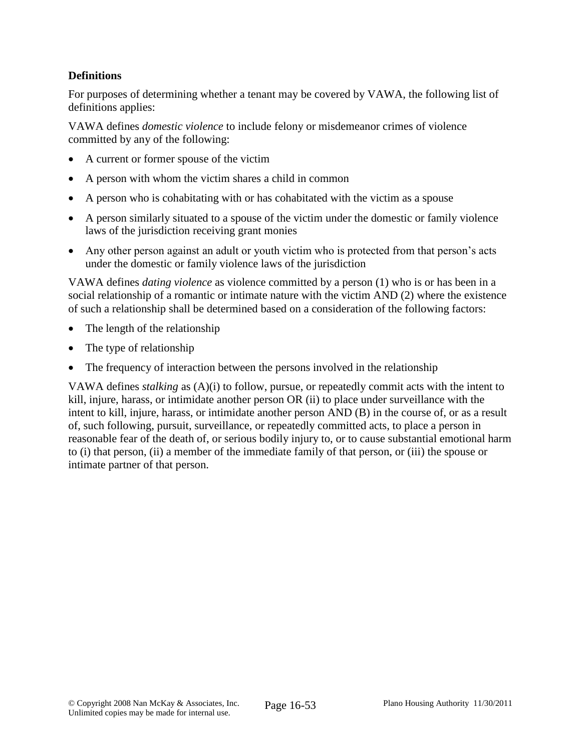**Definitions**

For purposes of determining whether a tenant may be covered by VAWA, the following list of definitions applies:

VAWA defines *domestic violence* to include felony or misdemeanor crimes of violence committed by any of the following:

- A current or former spouse of the victim
- A person with whom the victim shares a child in common
- A person who is cohabitating with or has cohabitated with the victim as a spouse
- A person similarly situated to a spouse of the victim under the domestic or family violence laws of the jurisdiction receiving grant monies
- Any other person against an adult or youth victim who is protected from that person's acts under the domestic or family violence laws of the jurisdiction

VAWA defines *dating violence* as violence committed by a person (1) who is or has been in a social relationship of a romantic or intimate nature with the victim AND (2) where the existence of such a relationship shall be determined based on a consideration of the following factors:

- The length of the relationship
- The type of relationship
- The frequency of interaction between the persons involved in the relationship

VAWA defines *stalking* as (A)(i) to follow, pursue, or repeatedly commit acts with the intent to kill, injure, harass, or intimidate another person OR (ii) to place under surveillance with the intent to kill, injure, harass, or intimidate another person AND (B) in the course of, or as a result of, such following, pursuit, surveillance, or repeatedly committed acts, to place a person in reasonable fear of the death of, or serious bodily injury to, or to cause substantial emotional harm to (i) that person, (ii) a member of the immediate family of that person, or (iii) the spouse or intimate partner of that person.